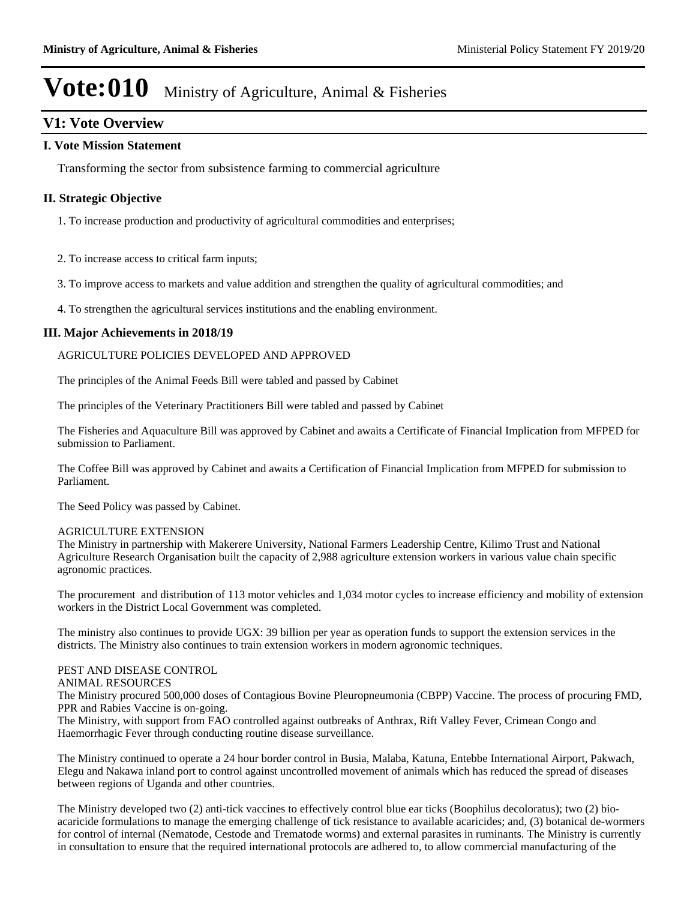# Vote:010 Ministry of Agriculture, Animal & Fisheries

## V1: Vote Overview

### I. Vote Mission Statement

Transforming the sector from subsistence farming to commercial agriculture

### II. Strategic Objective

1. To increase production and productivity of agricultural commodities and enterprises;

2. To increase access to critical farm inputs;

3. To improve access to markets and value addition and strengthen the quality of agricultural commodities; and

4. To strengthen the agricultural services institutions and the enabling environment.

### III. Major Achievements in 2018/19

AGRICULTURE POLICIES DEVELOPED AND APPROVED

The principles of the Animal Feeds Bill were tabled and passed by Cabinet

The principles of the Veterinary Practitioners Bill were tabled and passed by Cabinet

The Fisheries and Aquaculture Bill was approved by Cabinet and awaits a Certificate of Financial Implication from MFPED for submission to Parliament.

The Coffee Bill was approved by Cabinet and awaits a Certification of Financial Implication from MFPED for submission to Parliament.

The Seed Policy was passed by Cabinet.

AGRICULTURE EXTENSION
The Ministry in partnership with Makerere University, National Farmers Leadership Centre, Kilimo Trust and National Agriculture Research Organisation built the capacity of 2,988 agriculture extension workers in various value chain specific agronomic practices.

The procurement and distribution of 113 motor vehicles and 1,034 motor cycles to increase efficiency and mobility of extension workers in the District Local Government was completed.

The ministry also continues to provide UGX: 39 billion per year as operation funds to support the extension services in the districts. The Ministry also continues to train extension workers in modern agronomic techniques.

PEST AND DISEASE CONTROL
ANIMAL RESOURCES
The Ministry procured 500,000 doses of Contagious Bovine Pleuropneumonia (CBPP) Vaccine. The process of procuring FMD, PPR and Rabies Vaccine is on-going.
The Ministry, with support from FAO controlled against outbreaks of Anthrax, Rift Valley Fever, Crimean Congo and Haemorrhagic Fever through conducting routine disease surveillance.

The Ministry continued to operate a 24 hour border control in Busia, Malaba, Katuna, Entebbe International Airport, Pakwach, Elegu and Nakawa inland port to control against uncontrolled movement of animals which has reduced the spread of diseases between regions of Uganda and other countries.

The Ministry developed two (2) anti-tick vaccines to effectively control blue ear ticks (Boophilus decoloratus); two (2) bio-acaricide formulations to manage the emerging challenge of tick resistance to available acaricides; and, (3) botanical de-wormers for control of internal (Nematode, Cestode and Trematode worms) and external parasites in ruminants. The Ministry is currently in consultation to ensure that the required international protocols are adhered to, to allow commercial manufacturing of the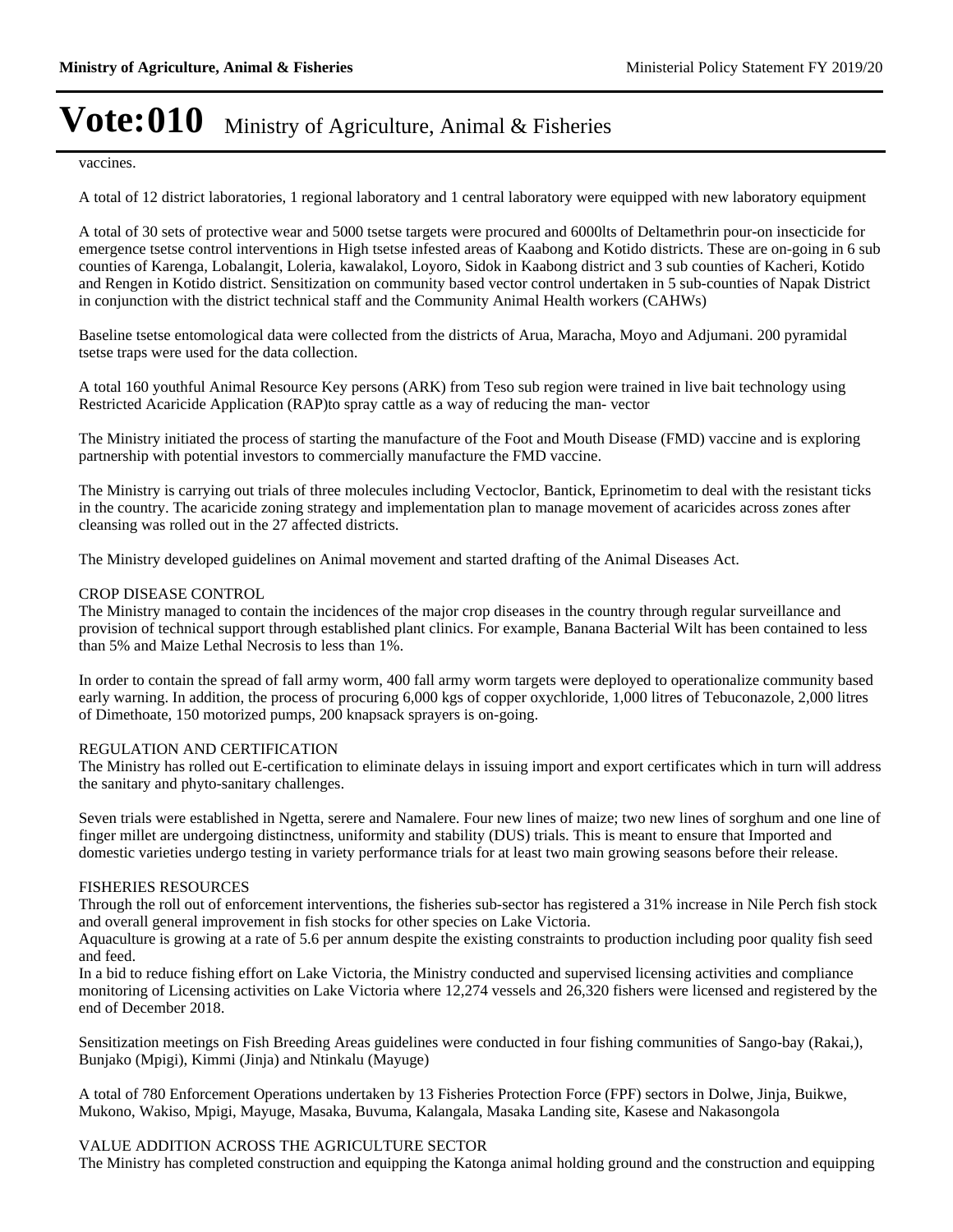vaccines.

A total of 12 district laboratories, 1 regional laboratory and 1 central laboratory were equipped with new laboratory equipment

A total of 30 sets of protective wear and 5000 tsetse targets were procured and 6000lts of Deltamethrin pour-on insecticide for emergence tsetse control interventions in High tsetse infested areas of Kaabong and Kotido districts. These are on-going in 6 sub counties of Karenga, Lobalangit, Loleria, kawalakol, Loyoro, Sidok in Kaabong district and 3 sub counties of Kacheri, Kotido and Rengen in Kotido district. Sensitization on community based vector control undertaken in 5 sub-counties of Napak District in conjunction with the district technical staff and the Community Animal Health workers (CAHWs)

Baseline tsetse entomological data were collected from the districts of Arua, Maracha, Moyo and Adjumani. 200 pyramidal tsetse traps were used for the data collection.

A total 160 youthful Animal Resource Key persons (ARK) from Teso sub region were trained in live bait technology using Restricted Acaricide Application (RAP)to spray cattle as a way of reducing the man- vector

The Ministry initiated the process of starting the manufacture of the Foot and Mouth Disease (FMD) vaccine and is exploring partnership with potential investors to commercially manufacture the FMD vaccine.

The Ministry is carrying out trials of three molecules including Vectoclor, Bantick, Eprinometim to deal with the resistant ticks in the country. The acaricide zoning strategy and implementation plan to manage movement of acaricides across zones after cleansing was rolled out in the 27 affected districts.

The Ministry developed guidelines on Animal movement and started drafting of the Animal Diseases Act.

CROP DISEASE CONTROL

The Ministry managed to contain the incidences of the major crop diseases in the country through regular surveillance and provision of technical support through established plant clinics. For example, Banana Bacterial Wilt has been contained to less than 5% and Maize Lethal Necrosis to less than 1%.

In order to contain the spread of fall army worm, 400 fall army worm targets were deployed to operationalize community based early warning. In addition, the process of procuring 6,000 kgs of copper oxychloride, 1,000 litres of Tebuconazole, 2,000 litres of Dimethoate, 150 motorized pumps, 200 knapsack sprayers is on-going.

REGULATION AND CERTIFICATION

The Ministry has rolled out E-certification to eliminate delays in issuing import and export certificates which in turn will address the sanitary and phyto-sanitary challenges.

Seven trials were established in Ngetta, serere and Namalere. Four new lines of maize; two new lines of sorghum and one line of finger millet are undergoing distinctness, uniformity and stability (DUS) trials. This is meant to ensure that Imported and domestic varieties undergo testing in variety performance trials for at least two main growing seasons before their release.

FISHERIES RESOURCES

Through the roll out of enforcement interventions, the fisheries sub-sector has registered a 31% increase in Nile Perch fish stock and overall general improvement in fish stocks for other species on Lake Victoria.

Aquaculture is growing at a rate of 5.6 per annum despite the existing constraints to production including poor quality fish seed and feed.

In a bid to reduce fishing effort on Lake Victoria, the Ministry conducted and supervised licensing activities and compliance monitoring of Licensing activities on Lake Victoria where 12,274 vessels and 26,320 fishers were licensed and registered by the end of December 2018.

Sensitization meetings on Fish Breeding Areas guidelines were conducted in four fishing communities of Sango-bay (Rakai,), Bunjako (Mpigi), Kimmi (Jinja) and Ntinkalu (Mayuge)

A total of 780 Enforcement Operations undertaken by 13 Fisheries Protection Force (FPF) sectors in Dolwe, Jinja, Buikwe, Mukono, Wakiso, Mpigi, Mayuge, Masaka, Buvuma, Kalangala, Masaka Landing site, Kasese and Nakasongola

VALUE ADDITION ACROSS THE AGRICULTURE SECTOR

The Ministry has completed construction and equipping the Katonga animal holding ground and the construction and equipping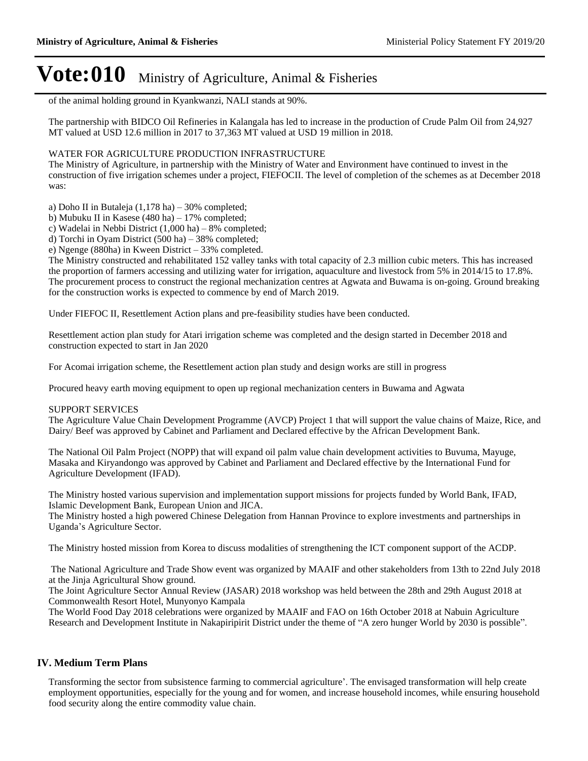of the animal holding ground in Kyankwanzi, NALI stands at 90%.

The partnership with BIDCO Oil Refineries in Kalangala has led to increase in the production of Crude Palm Oil from 24,927 MT valued at USD 12.6 million in 2017 to 37,363 MT valued at USD 19 million in 2018.

WATER FOR AGRICULTURE PRODUCTION INFRASTRUCTURE
The Ministry of Agriculture, in partnership with the Ministry of Water and Environment have continued to invest in the construction of five irrigation schemes under a project, FIEFOCII. The level of completion of the schemes as at December 2018 was:

a) Doho II in Butaleja (1,178 ha) – 30% completed;
b) Mubuku II in Kasese (480 ha) – 17% completed;
c) Wadelai in Nebbi District (1,000 ha) – 8% completed;
d) Torchi in Oyam District (500 ha) – 38% completed;
e) Ngenge (880ha) in Kween District – 33% completed.
The Ministry constructed and rehabilitated 152 valley tanks with total capacity of 2.3 million cubic meters. This has increased the proportion of farmers accessing and utilizing water for irrigation, aquaculture and livestock from 5% in 2014/15 to 17.8%. The procurement process to construct the regional mechanization centres at Agwata and Buwama is on-going. Ground breaking for the construction works is expected to commence by end of March 2019.

Under FIEFOC II, Resettlement Action plans and pre-feasibility studies have been conducted.

Resettlement action plan study for Atari irrigation scheme was completed and the design started in December 2018 and construction expected to start in Jan 2020

For Acomai irrigation scheme, the Resettlement action plan study and design works are still in progress

Procured heavy earth moving equipment to open up regional mechanization centers in Buwama and Agwata

SUPPORT SERVICES
The Agriculture Value Chain Development Programme (AVCP) Project 1 that will support the value chains of Maize, Rice, and Dairy/ Beef was approved by Cabinet and Parliament and Declared effective by the African Development Bank.

The National Oil Palm Project (NOPP) that will expand oil palm value chain development activities to Buvuma, Mayuge, Masaka and Kiryandongo was approved by Cabinet and Parliament and Declared effective by the International Fund for Agriculture Development (IFAD).

The Ministry hosted various supervision and implementation support missions for projects funded by World Bank, IFAD, Islamic Development Bank, European Union and JICA.
The Ministry hosted a high powered Chinese Delegation from Hannan Province to explore investments and partnerships in Uganda's Agriculture Sector.

The Ministry hosted mission from Korea to discuss modalities of strengthening the ICT component support of the ACDP.

The National Agriculture and Trade Show event was organized by MAAIF and other stakeholders from 13th to 22nd July 2018 at the Jinja Agricultural Show ground.
The Joint Agriculture Sector Annual Review (JASAR) 2018 workshop was held between the 28th and 29th August 2018 at Commonwealth Resort Hotel, Munyonyo Kampala
The World Food Day 2018 celebrations were organized by MAAIF and FAO on 16th October 2018 at Nabuin Agriculture Research and Development Institute in Nakapiripirit District under the theme of "A zero hunger World by 2030 is possible".

## IV. Medium Term Plans

Transforming the sector from subsistence farming to commercial agriculture'. The envisaged transformation will help create employment opportunities, especially for the young and for women, and increase household incomes, while ensuring household food security along the entire commodity value chain.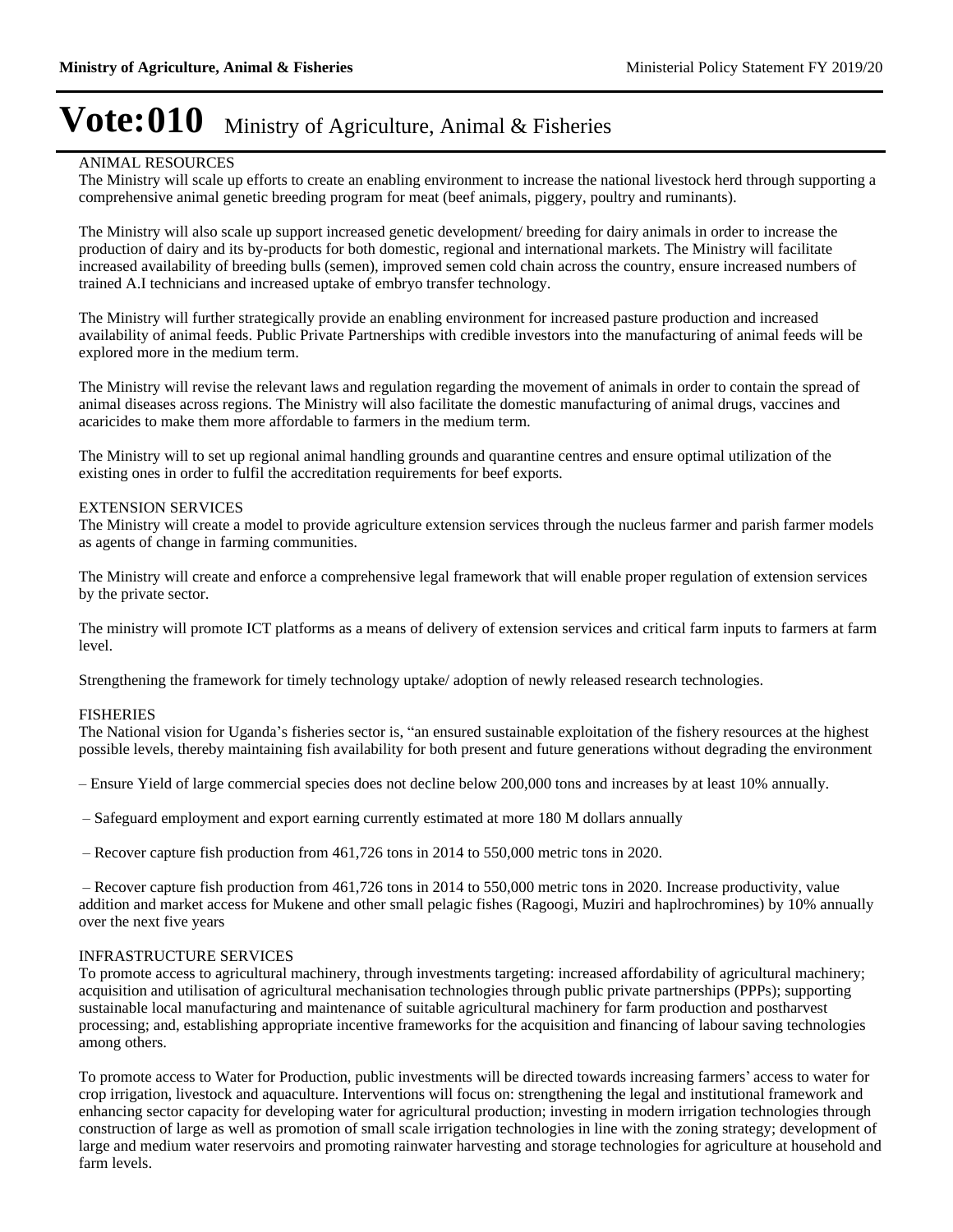# Vote:010 Ministry of Agriculture, Animal & Fisheries

ANIMAL RESOURCES

The Ministry will scale up efforts to create an enabling environment to increase the national livestock herd through supporting a comprehensive animal genetic breeding program for meat (beef animals, piggery, poultry and ruminants).

The Ministry will also scale up support increased genetic development/ breeding for dairy animals in order to increase the production of dairy and its by-products for both domestic, regional and international markets. The Ministry will facilitate increased availability of breeding bulls (semen), improved semen cold chain across the country, ensure increased numbers of trained A.I technicians and increased uptake of embryo transfer technology.

The Ministry will further strategically provide an enabling environment for increased pasture production and increased availability of animal feeds. Public Private Partnerships with credible investors into the manufacturing of animal feeds will be explored more in the medium term.

The Ministry will revise the relevant laws and regulation regarding the movement of animals in order to contain the spread of animal diseases across regions. The Ministry will also facilitate the domestic manufacturing of animal drugs, vaccines and acaricides to make them more affordable to farmers in the medium term.

The Ministry will to set up regional animal handling grounds and quarantine centres and ensure optimal utilization of the existing ones in order to fulfil the accreditation requirements for beef exports.

EXTENSION SERVICES

The Ministry will create a model to provide agriculture extension services through the nucleus farmer and parish farmer models as agents of change in farming communities.

The Ministry will create and enforce a comprehensive legal framework that will enable proper regulation of extension services by the private sector.

The ministry will promote ICT platforms as a means of delivery of extension services and critical farm inputs to farmers at farm level.

Strengthening the framework for timely technology uptake/ adoption of newly released research technologies.

FISHERIES

The National vision for Uganda's fisheries sector is, "an ensured sustainable exploitation of the fishery resources at the highest possible levels, thereby maintaining fish availability for both present and future generations without degrading the environment

– Ensure Yield of large commercial species does not decline below 200,000 tons and increases by at least 10% annually.

– Safeguard employment and export earning currently estimated at more 180 M dollars annually

– Recover capture fish production from 461,726 tons in 2014 to 550,000 metric tons in 2020.

– Recover capture fish production from 461,726 tons in 2014 to 550,000 metric tons in 2020. Increase productivity, value addition and market access for Mukene and other small pelagic fishes (Ragoogi, Muziri and haplrochromines) by 10% annually over the next five years

INFRASTRUCTURE SERVICES

To promote access to agricultural machinery, through investments targeting: increased affordability of agricultural machinery; acquisition and utilisation of agricultural mechanisation technologies through public private partnerships (PPPs); supporting sustainable local manufacturing and maintenance of suitable agricultural machinery for farm production and postharvest processing; and, establishing appropriate incentive frameworks for the acquisition and financing of labour saving technologies among others.

To promote access to Water for Production, public investments will be directed towards increasing farmers' access to water for crop irrigation, livestock and aquaculture. Interventions will focus on: strengthening the legal and institutional framework and enhancing sector capacity for developing water for agricultural production; investing in modern irrigation technologies through construction of large as well as promotion of small scale irrigation technologies in line with the zoning strategy; development of large and medium water reservoirs and promoting rainwater harvesting and storage technologies for agriculture at household and farm levels.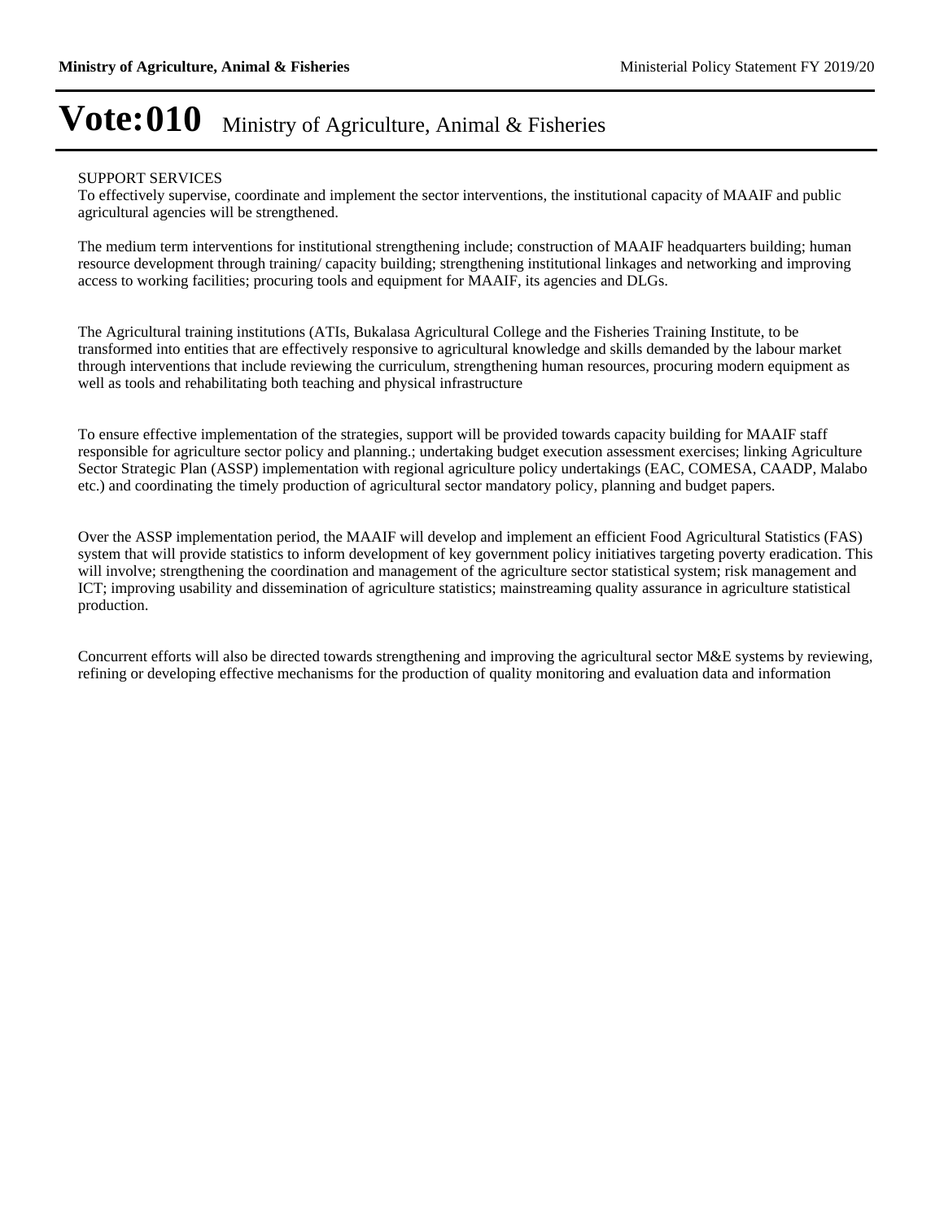# Vote:010 Ministry of Agriculture, Animal & Fisheries

SUPPORT SERVICES

To effectively supervise, coordinate and implement the sector interventions, the institutional capacity of MAAIF and public agricultural agencies will be strengthened.

The medium term interventions for institutional strengthening include; construction of MAAIF headquarters building; human resource development through training/ capacity building; strengthening institutional linkages and networking and improving access to working facilities; procuring tools and equipment for MAAIF, its agencies and DLGs.

The Agricultural training institutions (ATIs, Bukalasa Agricultural College and the Fisheries Training Institute, to be transformed into entities that are effectively responsive to agricultural knowledge and skills demanded by the labour market through interventions that include reviewing the curriculum, strengthening human resources, procuring modern equipment as well as tools and rehabilitating both teaching and physical infrastructure

To ensure effective implementation of the strategies, support will be provided towards capacity building for MAAIF staff responsible for agriculture sector policy and planning.; undertaking budget execution assessment exercises; linking Agriculture Sector Strategic Plan (ASSP) implementation with regional agriculture policy undertakings (EAC, COMESA, CAADP, Malabo etc.) and coordinating the timely production of agricultural sector mandatory policy, planning and budget papers.

Over the ASSP implementation period, the MAAIF will develop and implement an efficient Food Agricultural Statistics (FAS) system that will provide statistics to inform development of key government policy initiatives targeting poverty eradication. This will involve; strengthening the coordination and management of the agriculture sector statistical system; risk management and ICT; improving usability and dissemination of agriculture statistics; mainstreaming quality assurance in agriculture statistical production.

Concurrent efforts will also be directed towards strengthening and improving the agricultural sector M&E systems by reviewing, refining or developing effective mechanisms for the production of quality monitoring and evaluation data and information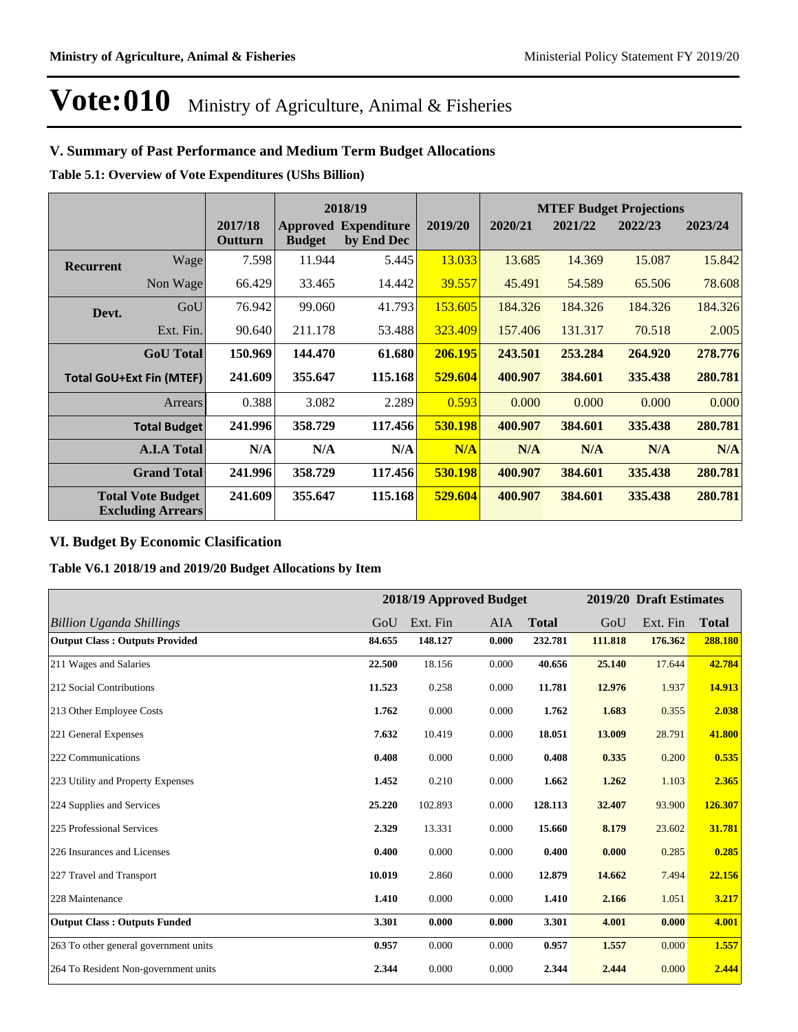# Vote:010 Ministry of Agriculture, Animal & Fisheries

## V. Summary of Past Performance and Medium Term Budget Allocations

**Table 5.1: Overview of Vote Expenditures (UShs Billion)**

| | | 2017/18 Outturn | 2018/19 Approved Budget | 2018/19 Expenditure by End Dec | 2019/20 | MTEF Budget Projections 2020/21 | 2021/22 | 2022/23 | 2023/24 |
|---|---|---|---|---|---|---|---|---|---|
| **Recurrent** | Wage | 7.598 | 11.944 | 5.445 | 13.033 | 13.685 | 14.369 | 15.087 | 15.842 |
| | Non Wage | 66.429 | 33.465 | 14.442 | 39.557 | 45.491 | 54.589 | 65.506 | 78.608 |
| **Devt.** | GoU | 76.942 | 99.060 | 41.793 | 153.605 | 184.326 | 184.326 | 184.326 | 184.326 |
| | Ext. Fin. | 90.640 | 211.178 | 53.488 | 323.409 | 157.406 | 131.317 | 70.518 | 2.005 |
| | **GoU Total** | **150.969** | **144.470** | **61.680** | **206.195** | **243.501** | **253.284** | **264.920** | **278.776** |
| **Total GoU+Ext Fin (MTEF)** | | **241.609** | **355.647** | **115.168** | **529.604** | **400.907** | **384.601** | **335.438** | **280.781** |
| | Arrears | 0.388 | 3.082 | 2.289 | 0.593 | 0.000 | 0.000 | 0.000 | 0.000 |
| | **Total Budget** | **241.996** | **358.729** | **117.456** | **530.198** | **400.907** | **384.601** | **335.438** | **280.781** |
| | **A.I.A Total** | **N/A** | **N/A** | **N/A** | **N/A** | **N/A** | **N/A** | **N/A** | **N/A** |
| | **Grand Total** | **241.996** | **358.729** | **117.456** | **530.198** | **400.907** | **384.601** | **335.438** | **280.781** |
| **Total Vote Budget Excluding Arrears** | | **241.609** | **355.647** | **115.168** | **529.604** | **400.907** | **384.601** | **335.438** | **280.781** |

## VI. Budget By Economic Clasification

**Table V6.1 2018/19 and 2019/20 Budget Allocations by Item**

| | 2018/19 Approved Budget | | | | 2019/20 Draft Estimates | | |
|---|---|---|---|---|---|---|---|
| *Billion Uganda Shillings* | GoU | Ext. Fin | AIA | **Total** | GoU | Ext. Fin | **Total** |
| **Output Class : Outputs Provided** | **84.655** | **148.127** | **0.000** | **232.781** | **111.818** | **176.362** | **288.180** |
| 211 Wages and Salaries | **22.500** | 18.156 | 0.000 | **40.656** | **25.140** | 17.644 | **42.784** |
| 212 Social Contributions | **11.523** | 0.258 | 0.000 | **11.781** | **12.976** | 1.937 | **14.913** |
| 213 Other Employee Costs | **1.762** | 0.000 | 0.000 | **1.762** | **1.683** | 0.355 | **2.038** |
| 221 General Expenses | **7.632** | 10.419 | 0.000 | **18.051** | **13.009** | 28.791 | **41.800** |
| 222 Communications | **0.408** | 0.000 | 0.000 | **0.408** | **0.335** | 0.200 | **0.535** |
| 223 Utility and Property Expenses | **1.452** | 0.210 | 0.000 | **1.662** | **1.262** | 1.103 | **2.365** |
| 224 Supplies and Services | **25.220** | 102.893 | 0.000 | **128.113** | **32.407** | 93.900 | **126.307** |
| 225 Professional Services | **2.329** | 13.331 | 0.000 | **15.660** | **8.179** | 23.602 | **31.781** |
| 226 Insurances and Licenses | **0.400** | 0.000 | 0.000 | **0.400** | **0.000** | 0.285 | **0.285** |
| 227 Travel and Transport | **10.019** | 2.860 | 0.000 | **12.879** | **14.662** | 7.494 | **22.156** |
| 228 Maintenance | **1.410** | 0.000 | 0.000 | **1.410** | **2.166** | 1.051 | **3.217** |
| **Output Class : Outputs Funded** | **3.301** | **0.000** | **0.000** | **3.301** | **4.001** | **0.000** | **4.001** |
| 263 To other general government units | **0.957** | 0.000 | 0.000 | **0.957** | **1.557** | 0.000 | **1.557** |
| 264 To Resident Non-government units | **2.344** | 0.000 | 0.000 | **2.344** | **2.444** | 0.000 | **2.444** |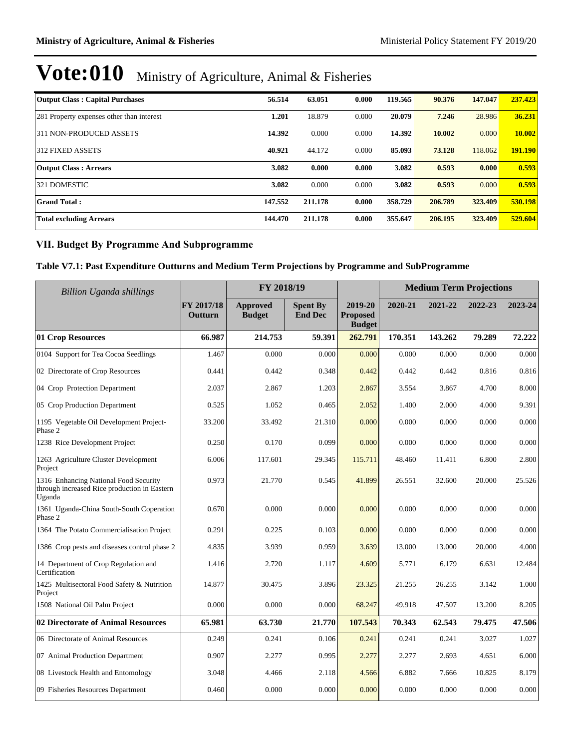# Vote:010 Ministry of Agriculture, Animal & Fisheries

| | | | | | | | |
|---|---|---|---|---|---|---|---|
| **Output Class : Capital Purchases** | **56.514** | **63.051** | **0.000** | **119.565** | **90.376** | **147.047** | **237.423** |
| 281 Property expenses other than interest | **1.201** | 18.879 | 0.000 | **20.079** | **7.246** | 28.986 | **36.231** |
| 311 NON-PRODUCED ASSETS | **14.392** | 0.000 | 0.000 | **14.392** | **10.002** | 0.000 | **10.002** |
| 312 FIXED ASSETS | **40.921** | 44.172 | 0.000 | **85.093** | **73.128** | 118.062 | **191.190** |
| **Output Class : Arrears** | **3.082** | **0.000** | **0.000** | **3.082** | **0.593** | **0.000** | **0.593** |
| 321 DOMESTIC | **3.082** | 0.000 | 0.000 | **3.082** | **0.593** | 0.000 | **0.593** |
| **Grand Total :** | **147.552** | **211.178** | **0.000** | **358.729** | **206.789** | **323.409** | **530.198** |
| **Total excluding Arrears** | **144.470** | **211.178** | **0.000** | **355.647** | **206.195** | **323.409** | **529.604** |

## VII. Budget By Programme And Subprogramme

### Table V7.1: Past Expenditure Outturns and Medium Term Projections by Programme and SubProgramme

| *Billion Uganda shillings* | | FY 2018/19 | | | Medium Term Projections | | | |
|---|---|---|---|---|---|---|---|---|
| | **FY 2017/18 Outturn** | **Approved Budget** | **Spent By End Dec** | **2019-20 Proposed Budget** | **2020-21** | **2021-22** | **2022-23** | **2023-24** |
| **01 Crop Resources** | **66.987** | **214.753** | **59.391** | **262.791** | **170.351** | **143.262** | **79.289** | **72.222** |
| 0104 Support for Tea Cocoa Seedlings | 1.467 | 0.000 | 0.000 | 0.000 | 0.000 | 0.000 | 0.000 | 0.000 |
| 02 Directorate of Crop Resources | 0.441 | 0.442 | 0.348 | 0.442 | 0.442 | 0.442 | 0.816 | 0.816 |
| 04 Crop Protection Department | 2.037 | 2.867 | 1.203 | 2.867 | 3.554 | 3.867 | 4.700 | 8.000 |
| 05 Crop Production Department | 0.525 | 1.052 | 0.465 | 2.052 | 1.400 | 2.000 | 4.000 | 9.391 |
| 1195 Vegetable Oil Development Project-Phase 2 | 33.200 | 33.492 | 21.310 | 0.000 | 0.000 | 0.000 | 0.000 | 0.000 |
| 1238 Rice Development Project | 0.250 | 0.170 | 0.099 | 0.000 | 0.000 | 0.000 | 0.000 | 0.000 |
| 1263 Agriculture Cluster Development Project | 6.006 | 117.601 | 29.345 | 115.711 | 48.460 | 11.411 | 6.800 | 2.800 |
| 1316 Enhancing National Food Security through increased Rice production in Eastern Uganda | 0.973 | 21.770 | 0.545 | 41.899 | 26.551 | 32.600 | 20.000 | 25.526 |
| 1361 Uganda-China South-South Coperation Phase 2 | 0.670 | 0.000 | 0.000 | 0.000 | 0.000 | 0.000 | 0.000 | 0.000 |
| 1364 The Potato Commercialisation Project | 0.291 | 0.225 | 0.103 | 0.000 | 0.000 | 0.000 | 0.000 | 0.000 |
| 1386 Crop pests and diseases control phase 2 | 4.835 | 3.939 | 0.959 | 3.639 | 13.000 | 13.000 | 20.000 | 4.000 |
| 14 Department of Crop Regulation and Certification | 1.416 | 2.720 | 1.117 | 4.609 | 5.771 | 6.179 | 6.631 | 12.484 |
| 1425 Multisectoral Food Safety & Nutrition Project | 14.877 | 30.475 | 3.896 | 23.325 | 21.255 | 26.255 | 3.142 | 1.000 |
| 1508 National Oil Palm Project | 0.000 | 0.000 | 0.000 | 68.247 | 49.918 | 47.507 | 13.200 | 8.205 |
| **02 Directorate of Animal Resources** | **65.981** | **63.730** | **21.770** | **107.543** | **70.343** | **62.543** | **79.475** | **47.506** |
| 06 Directorate of Animal Resources | 0.249 | 0.241 | 0.106 | 0.241 | 0.241 | 0.241 | 3.027 | 1.027 |
| 07 Animal Production Department | 0.907 | 2.277 | 0.995 | 2.277 | 2.277 | 2.693 | 4.651 | 6.000 |
| 08 Livestock Health and Entomology | 3.048 | 4.466 | 2.118 | 4.566 | 6.882 | 7.666 | 10.825 | 8.179 |
| 09 Fisheries Resources Department | 0.460 | 0.000 | 0.000 | 0.000 | 0.000 | 0.000 | 0.000 | 0.000 |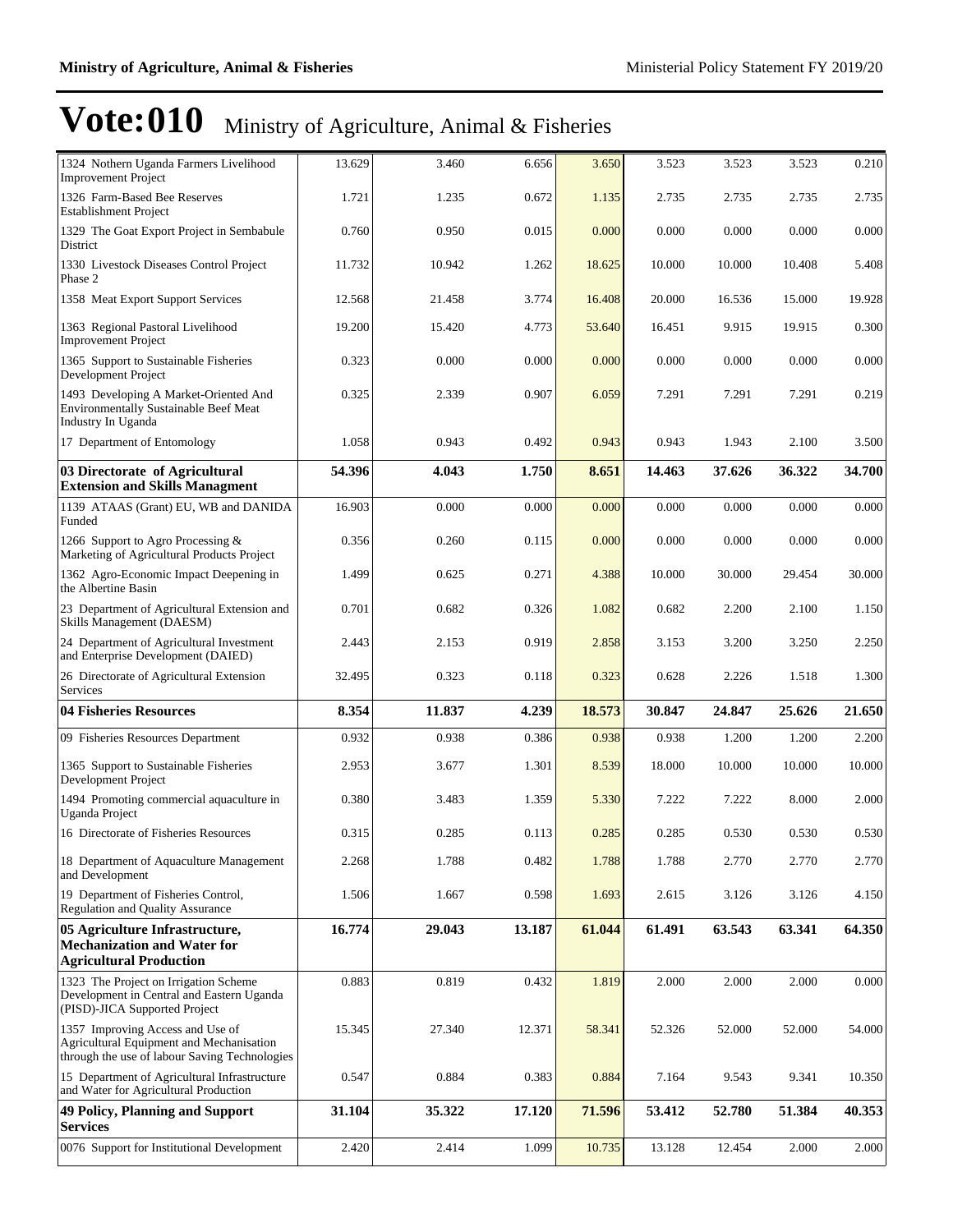# Vote:010 Ministry of Agriculture, Animal & Fisheries

| | | | | | | | | |
|---|---|---|---|---|---|---|---|---|
| 1324 Nothern Uganda Farmers Livelihood Improvement Project | 13.629 | 3.460 | 6.656 | 3.650 | 3.523 | 3.523 | 3.523 | 0.210 |
| 1326 Farm-Based Bee Reserves Establishment Project | 1.721 | 1.235 | 0.672 | 1.135 | 2.735 | 2.735 | 2.735 | 2.735 |
| 1329 The Goat Export Project in Sembabule District | 0.760 | 0.950 | 0.015 | 0.000 | 0.000 | 0.000 | 0.000 | 0.000 |
| 1330 Livestock Diseases Control Project Phase 2 | 11.732 | 10.942 | 1.262 | 18.625 | 10.000 | 10.000 | 10.408 | 5.408 |
| 1358 Meat Export Support Services | 12.568 | 21.458 | 3.774 | 16.408 | 20.000 | 16.536 | 15.000 | 19.928 |
| 1363 Regional Pastoral Livelihood Improvement Project | 19.200 | 15.420 | 4.773 | 53.640 | 16.451 | 9.915 | 19.915 | 0.300 |
| 1365 Support to Sustainable Fisheries Development Project | 0.323 | 0.000 | 0.000 | 0.000 | 0.000 | 0.000 | 0.000 | 0.000 |
| 1493 Developing A Market-Oriented And Environmentally Sustainable Beef Meat Industry In Uganda | 0.325 | 2.339 | 0.907 | 6.059 | 7.291 | 7.291 | 7.291 | 0.219 |
| 17 Department of Entomology | 1.058 | 0.943 | 0.492 | 0.943 | 0.943 | 1.943 | 2.100 | 3.500 |
| **03 Directorate of Agricultural Extension and Skills Managment** | **54.396** | **4.043** | **1.750** | **8.651** | **14.463** | **37.626** | **36.322** | **34.700** |
| 1139 ATAAS (Grant) EU, WB and DANIDA Funded | 16.903 | 0.000 | 0.000 | 0.000 | 0.000 | 0.000 | 0.000 | 0.000 |
| 1266 Support to Agro Processing & Marketing of Agricultural Products Project | 0.356 | 0.260 | 0.115 | 0.000 | 0.000 | 0.000 | 0.000 | 0.000 |
| 1362 Agro-Economic Impact Deepening in the Albertine Basin | 1.499 | 0.625 | 0.271 | 4.388 | 10.000 | 30.000 | 29.454 | 30.000 |
| 23 Department of Agricultural Extension and Skills Management (DAESM) | 0.701 | 0.682 | 0.326 | 1.082 | 0.682 | 2.200 | 2.100 | 1.150 |
| 24 Department of Agricultural Investment and Enterprise Development (DAIED) | 2.443 | 2.153 | 0.919 | 2.858 | 3.153 | 3.200 | 3.250 | 2.250 |
| 26 Directorate of Agricultural Extension Services | 32.495 | 0.323 | 0.118 | 0.323 | 0.628 | 2.226 | 1.518 | 1.300 |
| **04 Fisheries Resources** | **8.354** | **11.837** | **4.239** | **18.573** | **30.847** | **24.847** | **25.626** | **21.650** |
| 09 Fisheries Resources Department | 0.932 | 0.938 | 0.386 | 0.938 | 0.938 | 1.200 | 1.200 | 2.200 |
| 1365 Support to Sustainable Fisheries Development Project | 2.953 | 3.677 | 1.301 | 8.539 | 18.000 | 10.000 | 10.000 | 10.000 |
| 1494 Promoting commercial aquaculture in Uganda Project | 0.380 | 3.483 | 1.359 | 5.330 | 7.222 | 7.222 | 8.000 | 2.000 |
| 16 Directorate of Fisheries Resources | 0.315 | 0.285 | 0.113 | 0.285 | 0.285 | 0.530 | 0.530 | 0.530 |
| 18 Department of Aquaculture Management and Development | 2.268 | 1.788 | 0.482 | 1.788 | 1.788 | 2.770 | 2.770 | 2.770 |
| 19 Department of Fisheries Control, Regulation and Quality Assurance | 1.506 | 1.667 | 0.598 | 1.693 | 2.615 | 3.126 | 3.126 | 4.150 |
| **05 Agriculture Infrastructure, Mechanization and Water for Agricultural Production** | **16.774** | **29.043** | **13.187** | **61.044** | **61.491** | **63.543** | **63.341** | **64.350** |
| 1323 The Project on Irrigation Scheme Development in Central and Eastern Uganda (PISD)-JICA Supported Project | 0.883 | 0.819 | 0.432 | 1.819 | 2.000 | 2.000 | 2.000 | 0.000 |
| 1357 Improving Access and Use of Agricultural Equipment and Mechanisation through the use of labour Saving Technologies | 15.345 | 27.340 | 12.371 | 58.341 | 52.326 | 52.000 | 52.000 | 54.000 |
| 15 Department of Agricultural Infrastructure and Water for Agricultural Production | 0.547 | 0.884 | 0.383 | 0.884 | 7.164 | 9.543 | 9.341 | 10.350 |
| **49 Policy, Planning and Support Services** | **31.104** | **35.322** | **17.120** | **71.596** | **53.412** | **52.780** | **51.384** | **40.353** |
| 0076 Support for Institutional Development | 2.420 | 2.414 | 1.099 | 10.735 | 13.128 | 12.454 | 2.000 | 2.000 |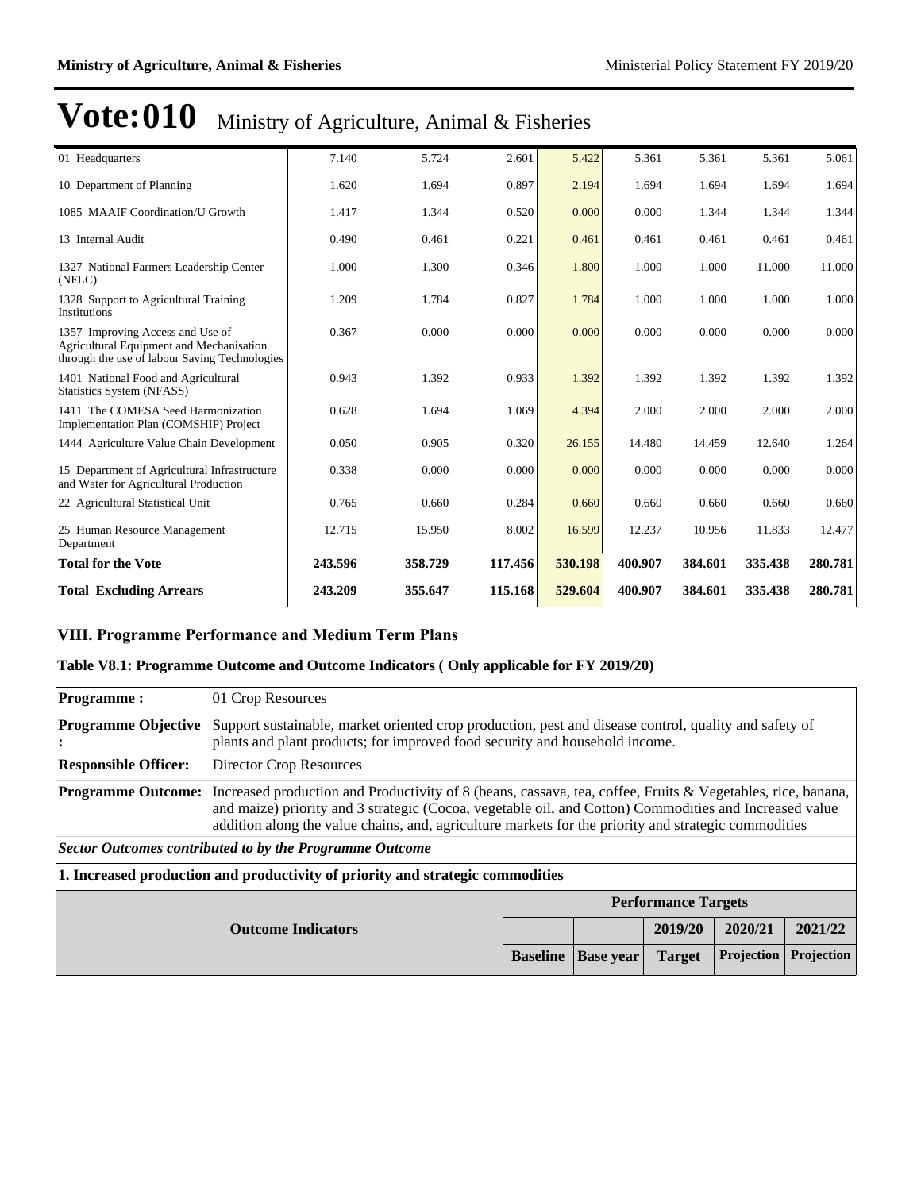# Vote:010 Ministry of Agriculture, Animal & Fisheries

| | | | | | | | | |
|---|---|---|---|---|---|---|---|---|
| 01 Headquarters | 7.140 | 5.724 | 2.601 | 5.422 | 5.361 | 5.361 | 5.361 | 5.061 |
| 10 Department of Planning | 1.620 | 1.694 | 0.897 | 2.194 | 1.694 | 1.694 | 1.694 | 1.694 |
| 1085 MAAIF Coordination/U Growth | 1.417 | 1.344 | 0.520 | 0.000 | 0.000 | 1.344 | 1.344 | 1.344 |
| 13 Internal Audit | 0.490 | 0.461 | 0.221 | 0.461 | 0.461 | 0.461 | 0.461 | 0.461 |
| 1327 National Farmers Leadership Center (NFLC) | 1.000 | 1.300 | 0.346 | 1.800 | 1.000 | 1.000 | 11.000 | 11.000 |
| 1328 Support to Agricultural Training Institutions | 1.209 | 1.784 | 0.827 | 1.784 | 1.000 | 1.000 | 1.000 | 1.000 |
| 1357 Improving Access and Use of Agricultural Equipment and Mechanisation through the use of labour Saving Technologies | 0.367 | 0.000 | 0.000 | 0.000 | 0.000 | 0.000 | 0.000 | 0.000 |
| 1401 National Food and Agricultural Statistics System (NFASS) | 0.943 | 1.392 | 0.933 | 1.392 | 1.392 | 1.392 | 1.392 | 1.392 |
| 1411 The COMESA Seed Harmonization Implementation Plan (COMSHIP) Project | 0.628 | 1.694 | 1.069 | 4.394 | 2.000 | 2.000 | 2.000 | 2.000 |
| 1444 Agriculture Value Chain Development | 0.050 | 0.905 | 0.320 | 26.155 | 14.480 | 14.459 | 12.640 | 1.264 |
| 15 Department of Agricultural Infrastructure and Water for Agricultural Production | 0.338 | 0.000 | 0.000 | 0.000 | 0.000 | 0.000 | 0.000 | 0.000 |
| 22 Agricultural Statistical Unit | 0.765 | 0.660 | 0.284 | 0.660 | 0.660 | 0.660 | 0.660 | 0.660 |
| 25 Human Resource Management Department | 12.715 | 15.950 | 8.002 | 16.599 | 12.237 | 10.956 | 11.833 | 12.477 |
| **Total for the Vote** | **243.596** | **358.729** | **117.456** | **530.198** | **400.907** | **384.601** | **335.438** | **280.781** |
| **Total Excluding Arrears** | **243.209** | **355.647** | **115.168** | **529.604** | **400.907** | **384.601** | **335.438** | **280.781** |

## VIII. Programme Performance and Medium Term Plans

### Table V8.1: Programme Outcome and Outcome Indicators ( Only applicable for FY 2019/20)

| | |
|---|---|
| **Programme :** | 01 Crop Resources |
| **Programme Objective :** | Support sustainable, market oriented crop production, pest and disease control, quality and safety of plants and plant products; for improved food security and household income. |
| **Responsible Officer:** | Director Crop Resources |
| **Programme Outcome:** | Increased production and Productivity of 8 (beans, cassava, tea, coffee, Fruits & Vegetables, rice, banana, and maize) priority and 3 strategic (Cocoa, vegetable oil, and Cotton) Commodities and Increased value addition along the value chains, and, agriculture markets for the priority and strategic commodities |

***Sector Outcomes contributed to by the Programme Outcome***

**1. Increased production and productivity of priority and strategic commodities**

| Outcome Indicators | Performance Targets | | | | |
|---|---|---|---|---|---|
| | | | 2019/20 | 2020/21 | 2021/22 |
| | Baseline | Base year | Target | Projection | Projection |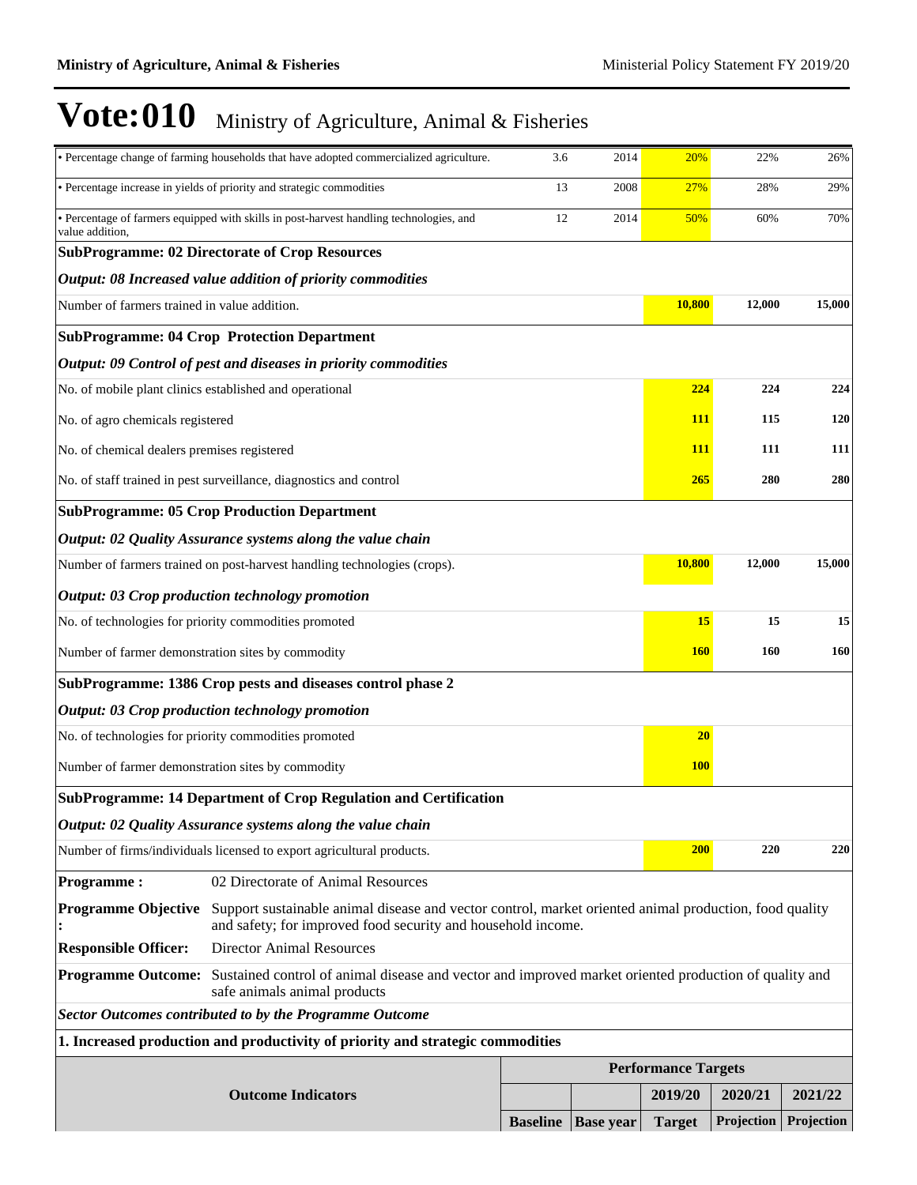# Vote:010 Ministry of Agriculture, Animal & Fisheries

| | Baseline | Base year | 2019/20 Target | 2020/21 Projection | 2021/22 Projection |
|---|---|---|---|---|---|
| • Percentage change of farming households that have adopted commercialized agriculture. | 3.6 | 2014 | 20% | 22% | 26% |
| • Percentage increase in yields of priority and strategic commodities | 13 | 2008 | 27% | 28% | 29% |
| • Percentage of farmers equipped with skills in post-harvest handling technologies, and value addition, | 12 | 2014 | 50% | 60% | 70% |
| **SubProgramme: 02 Directorate of Crop Resources** | | | | | |
| ***Output: 08 Increased value addition of priority commodities*** | | | | | |
| Number of farmers trained in value addition. | | | **10,800** | **12,000** | **15,000** |
| **SubProgramme: 04 Crop Protection Department** | | | | | |
| ***Output: 09 Control of pest and diseases in priority commodities*** | | | | | |
| No. of mobile plant clinics established and operational | | | **224** | **224** | **224** |
| No. of agro chemicals registered | | | **111** | **115** | **120** |
| No. of chemical dealers premises registered | | | **111** | **111** | **111** |
| No. of staff trained in pest surveillance, diagnostics and control | | | **265** | **280** | **280** |
| **SubProgramme: 05 Crop Production Department** | | | | | |
| ***Output: 02 Quality Assurance systems along the value chain*** | | | | | |
| Number of farmers trained on post-harvest handling technologies (crops). | | | **10,800** | **12,000** | **15,000** |
| ***Output: 03 Crop production technology promotion*** | | | | | |
| No. of technologies for priority commodities promoted | | | **15** | **15** | **15** |
| Number of farmer demonstration sites by commodity | | | **160** | **160** | **160** |
| **SubProgramme: 1386 Crop pests and diseases control phase 2** | | | | | |
| ***Output: 03 Crop production technology promotion*** | | | | | |
| No. of technologies for priority commodities promoted | | | **20** | | |
| Number of farmer demonstration sites by commodity | | | **100** | | |
| **SubProgramme: 14 Department of Crop Regulation and Certification** | | | | | |
| ***Output: 02 Quality Assurance systems along the value chain*** | | | | | |
| Number of firms/individuals licensed to export agricultural products. | | | **200** | **220** | **220** |

**Programme :** 02 Directorate of Animal Resources

**Programme Objective :** Support sustainable animal disease and vector control, market oriented animal production, food quality and safety; for improved food security and household income.

**Responsible Officer:** Director Animal Resources

**Programme Outcome:** Sustained control of animal disease and vector and improved market oriented production of quality and safe animals animal products

***Sector Outcomes contributed to by the Programme Outcome***

**1. Increased production and productivity of priority and strategic commodities**

| Outcome Indicators | Performance Targets | | | | |
|---|---|---|---|---|---|
| | | | 2019/20 | 2020/21 | 2021/22 |
| | Baseline | Base year | Target | Projection | Projection |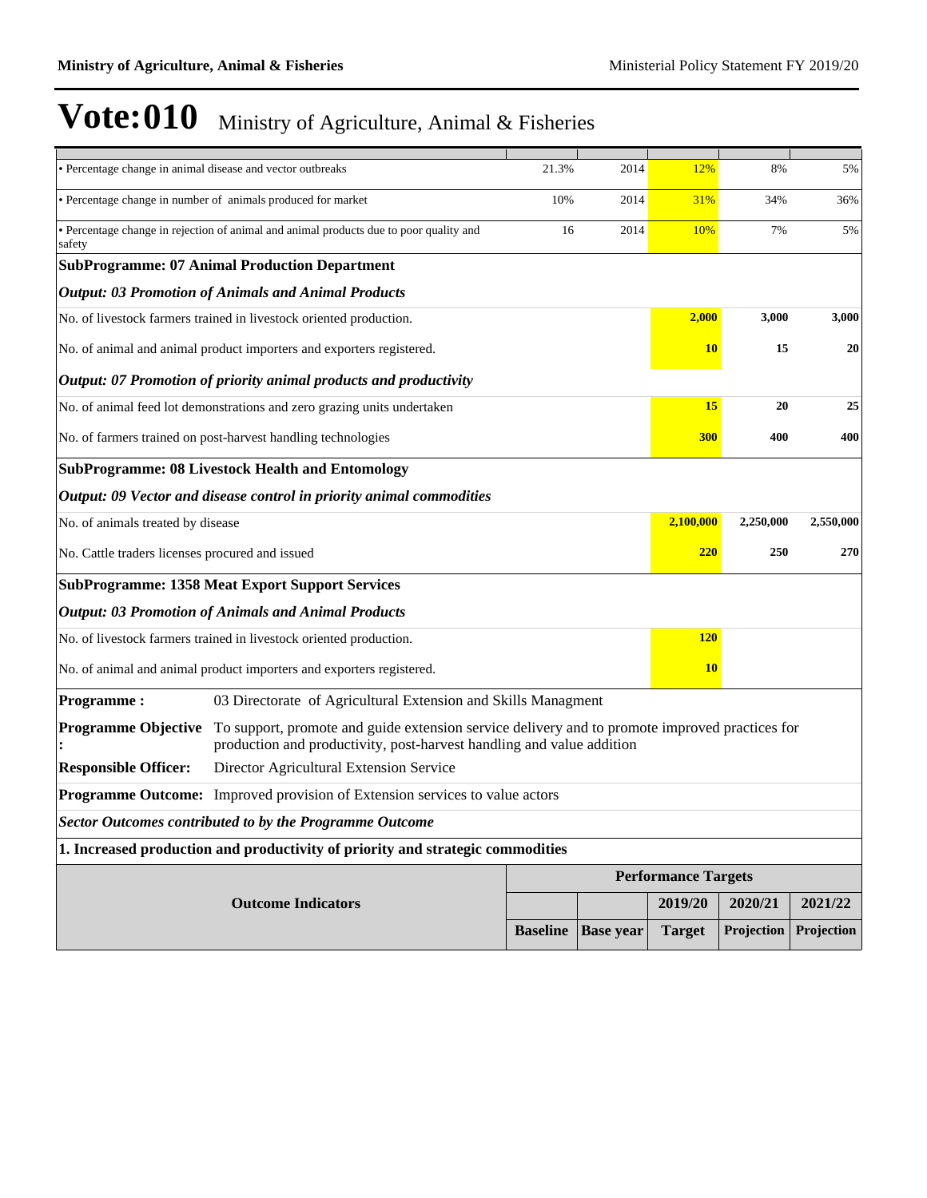# Vote:010 Ministry of Agriculture, Animal & Fisheries

| | | | | | |
|---|---|---|---|---|---|
| • Percentage change in animal disease and vector outbreaks | 21.3% | 2014 | 12% | 8% | 5% |
| • Percentage change in number of animals produced for market | 10% | 2014 | 31% | 34% | 36% |
| • Percentage change in rejection of animal and animal products due to poor quality and safety | 16 | 2014 | 10% | 7% | 5% |
| **SubProgramme: 07 Animal Production Department** | | | | | |
| ***Output: 03 Promotion of Animals and Animal Products*** | | | | | |
| No. of livestock farmers trained in livestock oriented production. | | | **2,000** | **3,000** | **3,000** |
| No. of animal and animal product importers and exporters registered. | | | **10** | **15** | **20** |
| ***Output: 07 Promotion of priority animal products and productivity*** | | | | | |
| No. of animal feed lot demonstrations and zero grazing units undertaken | | | **15** | **20** | **25** |
| No. of farmers trained on post-harvest handling technologies | | | **300** | **400** | **400** |
| **SubProgramme: 08 Livestock Health and Entomology** | | | | | |
| ***Output: 09 Vector and disease control in priority animal commodities*** | | | | | |
| No. of animals treated by disease | | | **2,100,000** | **2,250,000** | **2,550,000** |
| No. Cattle traders licenses procured and issued | | | **220** | **250** | **270** |
| **SubProgramme: 1358 Meat Export Support Services** | | | | | |
| ***Output: 03 Promotion of Animals and Animal Products*** | | | | | |
| No. of livestock farmers trained in livestock oriented production. | | | **120** | | |
| No. of animal and animal product importers and exporters registered. | | | **10** | | |

| | |
|---|---|
| **Programme :** | 03 Directorate of Agricultural Extension and Skills Managment |
| **Programme Objective :** | To support, promote and guide extension service delivery and to promote improved practices for production and productivity, post-harvest handling and value addition |
| **Responsible Officer:** | Director Agricultural Extension Service |
| **Programme Outcome:** | Improved provision of Extension services to value actors |

***Sector Outcomes contributed to by the Programme Outcome***

**1. Increased production and productivity of priority and strategic commodities**

| Outcome Indicators | Performance Targets | | | | |
|---|---|---|---|---|---|
| | | | 2019/20 | 2020/21 | 2021/22 |
| | Baseline | Base year | Target | Projection | Projection |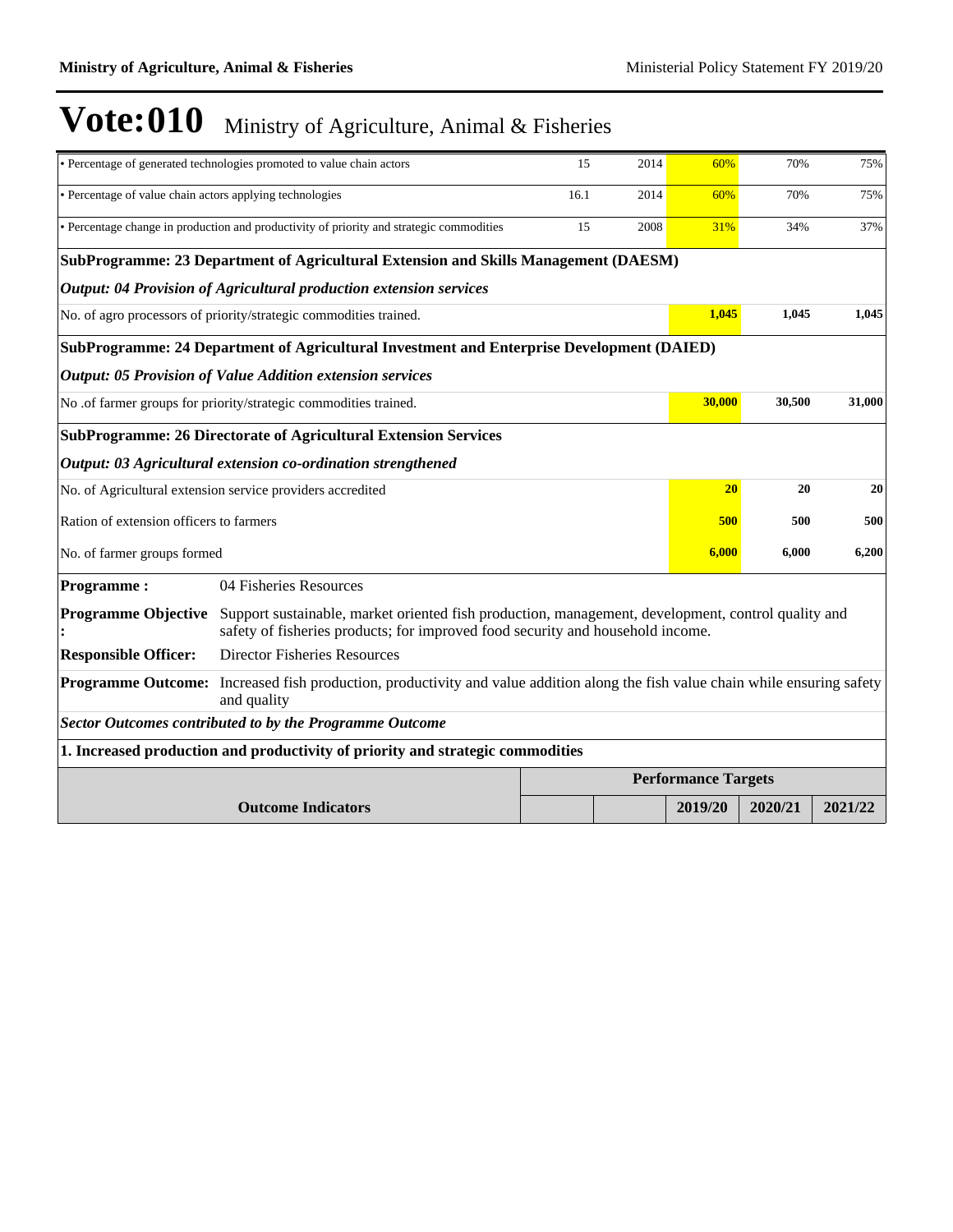# Vote:010 Ministry of Agriculture, Animal & Fisheries

| | | | | | |
|---|---|---|---|---|---|
| • Percentage of generated technologies promoted to value chain actors | 15 | 2014 | 60% | 70% | 75% |
| • Percentage of value chain actors applying technologies | 16.1 | 2014 | 60% | 70% | 75% |
| • Percentage change in production and productivity of priority and strategic commodities | 15 | 2008 | 31% | 34% | 37% |

**SubProgramme: 23 Department of Agricultural Extension and Skills Management (DAESM)**

***Output: 04 Provision of Agricultural production extension services***

| | | | |
|---|---|---|---|
| No. of agro processors of priority/strategic commodities trained. | **1,045** | **1,045** | **1,045** |

**SubProgramme: 24 Department of Agricultural Investment and Enterprise Development (DAIED)**

***Output: 05 Provision of Value Addition extension services***

| | | | |
|---|---|---|---|
| No .of farmer groups for priority/strategic commodities trained. | **30,000** | **30,500** | **31,000** |

**SubProgramme: 26 Directorate of Agricultural Extension Services**

***Output: 03 Agricultural extension co-ordination strengthened***

| | | | |
|---|---|---|---|
| No. of Agricultural extension service providers accredited | **20** | **20** | **20** |
| Ration of extension officers to farmers | **500** | **500** | **500** |
| No. of farmer groups formed | **6,000** | **6,000** | **6,200** |

**Programme :** 04 Fisheries Resources

**Programme Objective :** Support sustainable, market oriented fish production, management, development, control quality and safety of fisheries products; for improved food security and household income.

**Responsible Officer:** Director Fisheries Resources

**Programme Outcome:** Increased fish production, productivity and value addition along the fish value chain while ensuring safety and quality

***Sector Outcomes contributed to by the Programme Outcome***

**1. Increased production and productivity of priority and strategic commodities**

| Outcome Indicators | | | Performance Targets | | |
|---|---|---|---|---|---|
| | | | **2019/20** | **2020/21** | **2021/22** |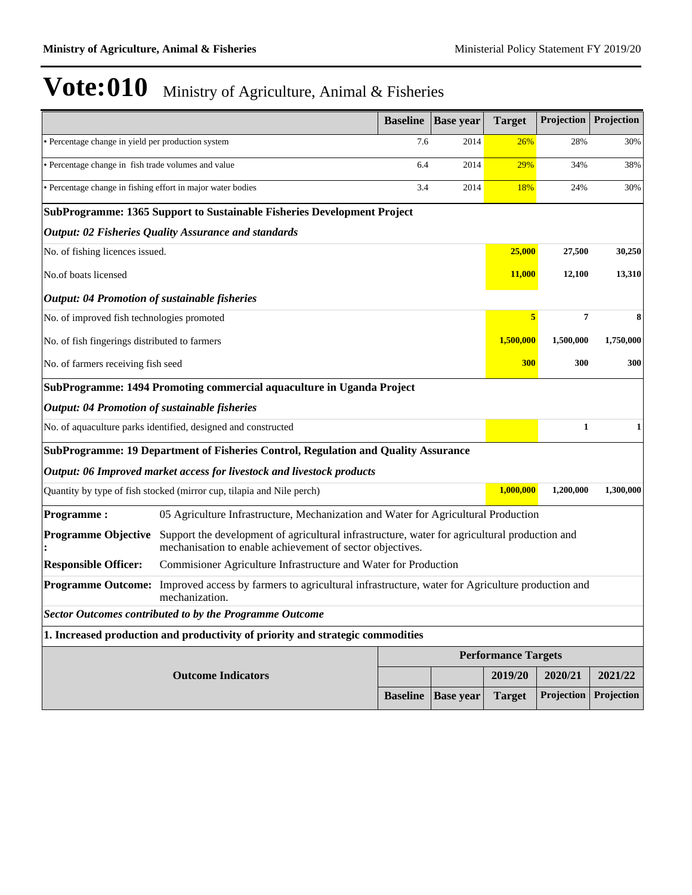# Vote:010 Ministry of Agriculture, Animal & Fisheries

| | Baseline | Base year | Target | Projection | Projection |
|---|---|---|---|---|---|
| • Percentage change in yield per production system | 7.6 | 2014 | 26% | 28% | 30% |
| • Percentage change in fish trade volumes and value | 6.4 | 2014 | 29% | 34% | 38% |
| • Percentage change in fishing effort in major water bodies | 3.4 | 2014 | 18% | 24% | 30% |
| **SubProgramme: 1365 Support to Sustainable Fisheries Development Project** | | | | | |
| ***Output: 02 Fisheries Quality Assurance and standards*** | | | | | |
| No. of fishing licences issued. | | | **25,000** | **27,500** | **30,250** |
| No.of boats licensed | | | **11,000** | **12,100** | **13,310** |
| ***Output: 04 Promotion of sustainable fisheries*** | | | | | |
| No. of improved fish technologies promoted | | | **5** | **7** | **8** |
| No. of fish fingerings distributed to farmers | | | **1,500,000** | **1,500,000** | **1,750,000** |
| No. of farmers receiving fish seed | | | **300** | **300** | **300** |
| **SubProgramme: 1494 Promoting commercial aquaculture in Uganda Project** | | | | | |
| ***Output: 04 Promotion of sustainable fisheries*** | | | | | |
| No. of aquaculture parks identified, designed and constructed | | | | **1** | **1** |
| **SubProgramme: 19 Department of Fisheries Control, Regulation and Quality Assurance** | | | | | |
| ***Output: 06 Improved market access for livestock and livestock products*** | | | | | |
| Quantity by type of fish stocked (mirror cup, tilapia and Nile perch) | | | **1,000,000** | **1,200,000** | **1,300,000** |

**Programme :** 05 Agriculture Infrastructure, Mechanization and Water for Agricultural Production

**Programme Objective :** Support the development of agricultural infrastructure, water for agricultural production and mechanisation to enable achievement of sector objectives.

**Responsible Officer:** Commisioner Agriculture Infrastructure and Water for Production

**Programme Outcome:** Improved access by farmers to agricultural infrastructure, water for Agriculture production and mechanization.

***Sector Outcomes contributed to by the Programme Outcome***

**1. Increased production and productivity of priority and strategic commodities**

| Outcome Indicators | Performance Targets | | | | |
|---|---|---|---|---|---|
| | | | 2019/20 | 2020/21 | 2021/22 |
| | Baseline | Base year | Target | Projection | Projection |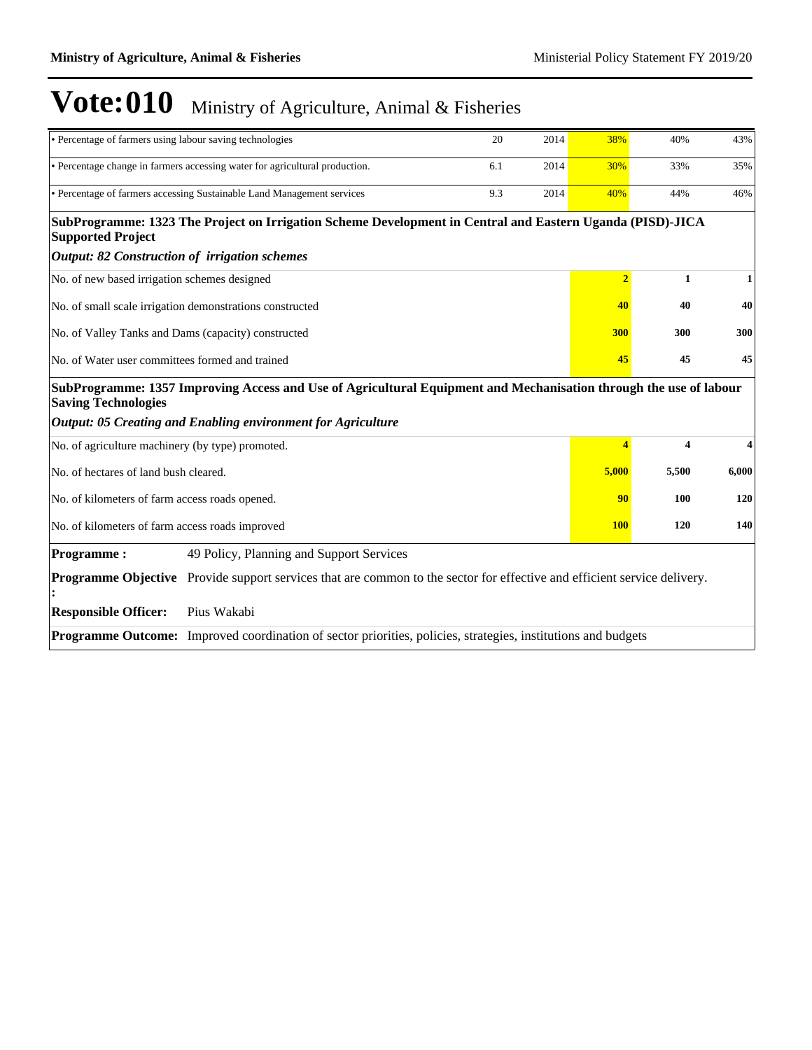# Vote:010 Ministry of Agriculture, Animal & Fisheries

| | | | | | |
|---|---|---|---|---|---|
| • Percentage of farmers using labour saving technologies | 20 | 2014 | 38% | 40% | 43% |
| • Percentage change in farmers accessing water for agricultural production. | 6.1 | 2014 | 30% | 33% | 35% |
| • Percentage of farmers accessing Sustainable Land Management services | 9.3 | 2014 | 40% | 44% | 46% |

**SubProgramme: 1323 The Project on Irrigation Scheme Development in Central and Eastern Uganda (PISD)-JICA Supported Project**

***Output: 82 Construction of irrigation schemes***

| | | | |
|---|---|---|---|
| No. of new based irrigation schemes designed | **2** | **1** | **1** |
| No. of small scale irrigation demonstrations constructed | **40** | **40** | **40** |
| No. of Valley Tanks and Dams (capacity) constructed | **300** | **300** | **300** |
| No. of Water user committees formed and trained | **45** | **45** | **45** |

**SubProgramme: 1357 Improving Access and Use of Agricultural Equipment and Mechanisation through the use of labour Saving Technologies**

***Output: 05 Creating and Enabling environment for Agriculture***

| | | | |
|---|---|---|---|
| No. of agriculture machinery (by type) promoted. | **4** | **4** | **4** |
| No. of hectares of land bush cleared. | **5,000** | **5,500** | **6,000** |
| No. of kilometers of farm access roads opened. | **90** | **100** | **120** |
| No. of kilometers of farm access roads improved | **100** | **120** | **140** |

| | |
|---|---|
| **Programme :** | 49 Policy, Planning and Support Services |
| **Programme Objective :** | Provide support services that are common to the sector for effective and efficient service delivery. |
| **Responsible Officer:** | Pius Wakabi |
| **Programme Outcome:** | Improved coordination of sector priorities, policies, strategies, institutions and budgets |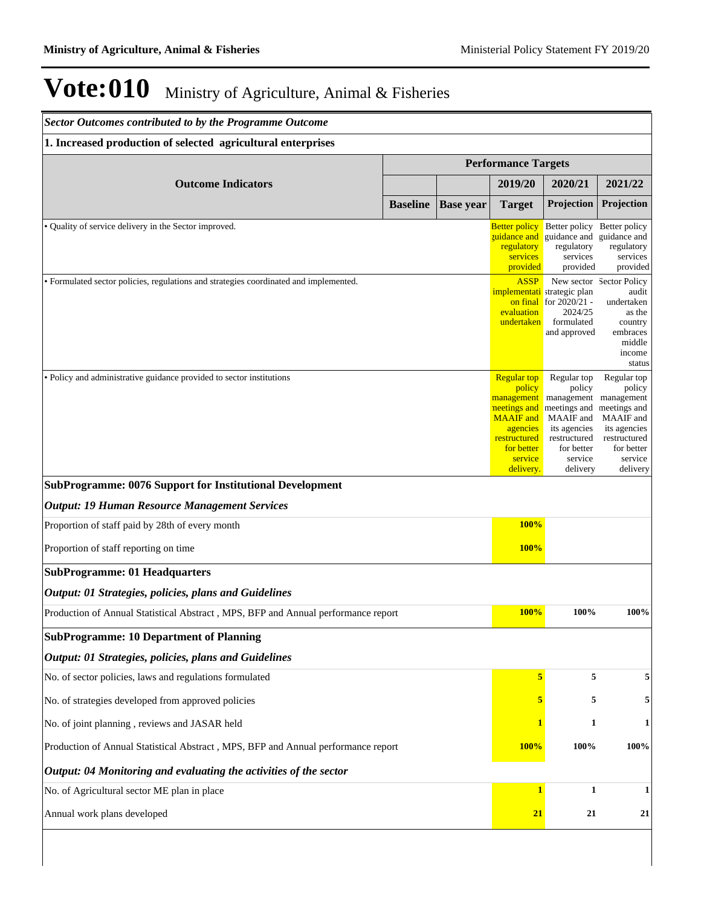# Vote:010 Ministry of Agriculture, Animal & Fisheries

| *Sector Outcomes contributed to by the Programme Outcome* | | | | | |
|---|---|---|---|---|---|
| **1. Increased production of selected agricultural enterprises** | | | | | |
| **Outcome Indicators** | **Performance Targets** | | | | |
| | | | **2019/20** | **2020/21** | **2021/22** |
| | **Baseline** | **Base year** | **Target** | **Projection** | **Projection** |
| • Quality of service delivery in the Sector improved. | | | Better policy guidance and regulatory services provided | Better policy guidance and regulatory services provided | Better policy guidance and regulatory services provided |
| • Formulated sector policies, regulations and strategies coordinated and implemented. | | | ASSP implementation final evaluation undertaken | New sector strategic plan for 2020/21 - 2024/25 formulated and approved | Sector Policy audit undertaken as the country embraces middle income status |
| • Policy and administrative guidance provided to sector institutions | | | Regular top policy management meetings and MAAIF and agencies restructured for better service delivery. | Regular top policy management meetings and MAAIF and its agencies restructured for better service delivery | Regular top policy management meetings and MAAIF and its agencies restructured for better service delivery |
| **SubProgramme: 0076 Support for Institutional Development** | | | | | |
| ***Output: 19 Human Resource Management Services*** | | | | | |
| Proportion of staff paid by 28th of every month | | | **100%** | | |
| Proportion of staff reporting on time | | | **100%** | | |
| **SubProgramme: 01 Headquarters** | | | | | |
| ***Output: 01 Strategies, policies, plans and Guidelines*** | | | | | |
| Production of Annual Statistical Abstract , MPS, BFP and Annual performance report | | | **100%** | **100%** | **100%** |
| **SubProgramme: 10 Department of Planning** | | | | | |
| ***Output: 01 Strategies, policies, plans and Guidelines*** | | | | | |
| No. of sector policies, laws and regulations formulated | | | **5** | **5** | **5** |
| No. of strategies developed from approved policies | | | **5** | **5** | **5** |
| No. of joint planning , reviews and JASAR held | | | **1** | **1** | **1** |
| Production of Annual Statistical Abstract , MPS, BFP and Annual performance report | | | **100%** | **100%** | **100%** |
| ***Output: 04 Monitoring and evaluating the activities of the sector*** | | | | | |
| No. of Agricultural sector ME plan in place | | | **1** | **1** | **1** |
| Annual work plans developed | | | **21** | **21** | **21** |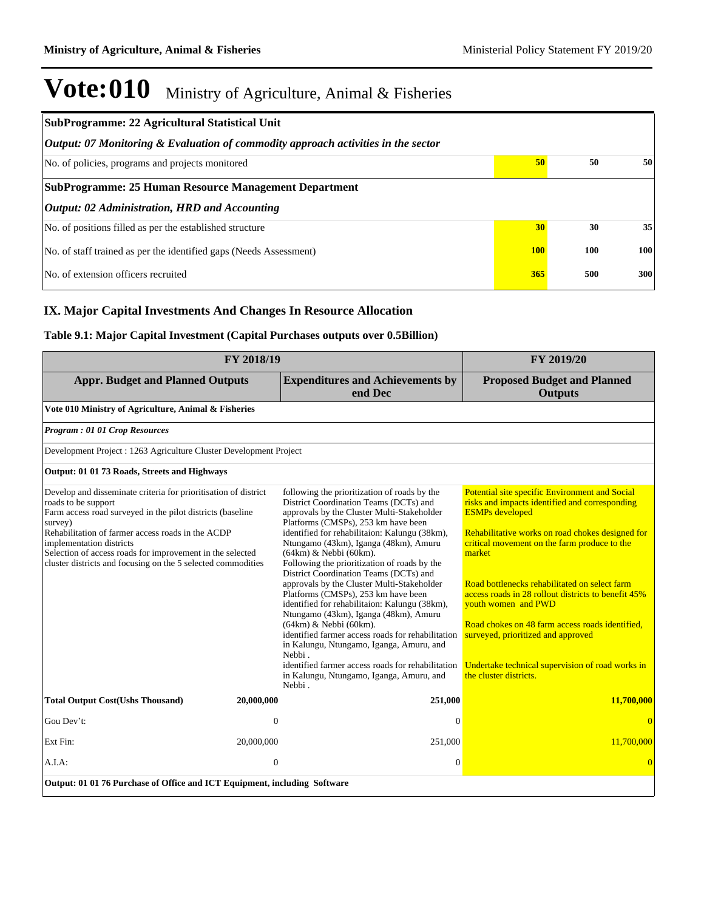# Vote:010 Ministry of Agriculture, Animal & Fisheries

| SubProgramme: 22 Agricultural Statistical Unit | | | |
|---|---|---|---|
| *Output: 07 Monitoring & Evaluation of commodity approach activities in the sector* | | | |
| No. of policies, programs and projects monitored | **50** | **50** | **50** |
| **SubProgramme: 25 Human Resource Management Department** | | | |
| *Output: 02 Administration, HRD and Accounting* | | | |
| No. of positions filled as per the established structure | **30** | **30** | **35** |
| No. of staff trained as per the identified gaps (Needs Assessment) | **100** | **100** | **100** |
| No. of extension officers recruited | **365** | **500** | **300** |

## IX. Major Capital Investments And Changes In Resource Allocation

### Table 9.1: Major Capital Investment (Capital Purchases outputs over 0.5Billion)

| FY 2018/19 | | | FY 2019/20 |
|---|---|---|---|
| **Appr. Budget and Planned Outputs** | | **Expenditures and Achievements by end Dec** | **Proposed Budget and Planned Outputs** |
| **Vote 010 Ministry of Agriculture, Animal & Fisheries** | | | |
| ***Program : 01 01 Crop Resources*** | | | |
| Development Project : 1263 Agriculture Cluster Development Project | | | |
| **Output: 01 01 73 Roads, Streets and Highways** | | | |
| Develop and disseminate criteria for prioritisation of district roads to be support<br>Farm access road surveyed in the pilot districts (baseline survey)<br>Rehabilitation of farmer access roads in the ACDP implementation districts<br>Selection of access roads for improvement in the selected cluster districts and focusing on the 5 selected commodities | | following the prioritization of roads by the District Coordination Teams (DCTs) and approvals by the Cluster Multi-Stakeholder Platforms (CMSPs), 253 km have been identified for rehabilitaion: Kalungu (38km), Ntungamo (43km), Iganga (48km), Amuru (64km) & Nebbi (60km).<br>Following the prioritization of roads by the District Coordination Teams (DCTs) and approvals by the Cluster Multi-Stakeholder Platforms (CMSPs), 253 km have been identified for rehabilitaion: Kalungu (38km), Ntungamo (43km), Iganga (48km), Amuru (64km) & Nebbi (60km).<br>identified farmer access roads for rehabilitation in Kalungu, Ntungamo, Iganga, Amuru, and Nebbi .<br>identified farmer access roads for rehabilitation in Kalungu, Ntungamo, Iganga, Amuru, and Nebbi . | Potential site specific Environment and Social risks and impacts identified and corresponding ESMPs developed<br><br>Rehabilitative works on road chokes designed for critical movement on the farm produce to the market<br><br>Road bottlenecks rehabilitated on select farm access roads in 28 rollout districts to benefit 45% youth women and PWD<br><br>Road chokes on 48 farm access roads identified, surveyed, prioritized and approved<br><br>Undertake technical supervision of road works in the cluster districts. |
| **Total Output Cost(Ushs Thousand)** | **20,000,000** | **251,000** | **11,700,000** |
| Gou Dev't: | 0 | 0 | 0 |
| Ext Fin: | 20,000,000 | 251,000 | 11,700,000 |
| A.I.A: | 0 | 0 | 0 |
| **Output: 01 01 76 Purchase of Office and ICT Equipment, including Software** | | | |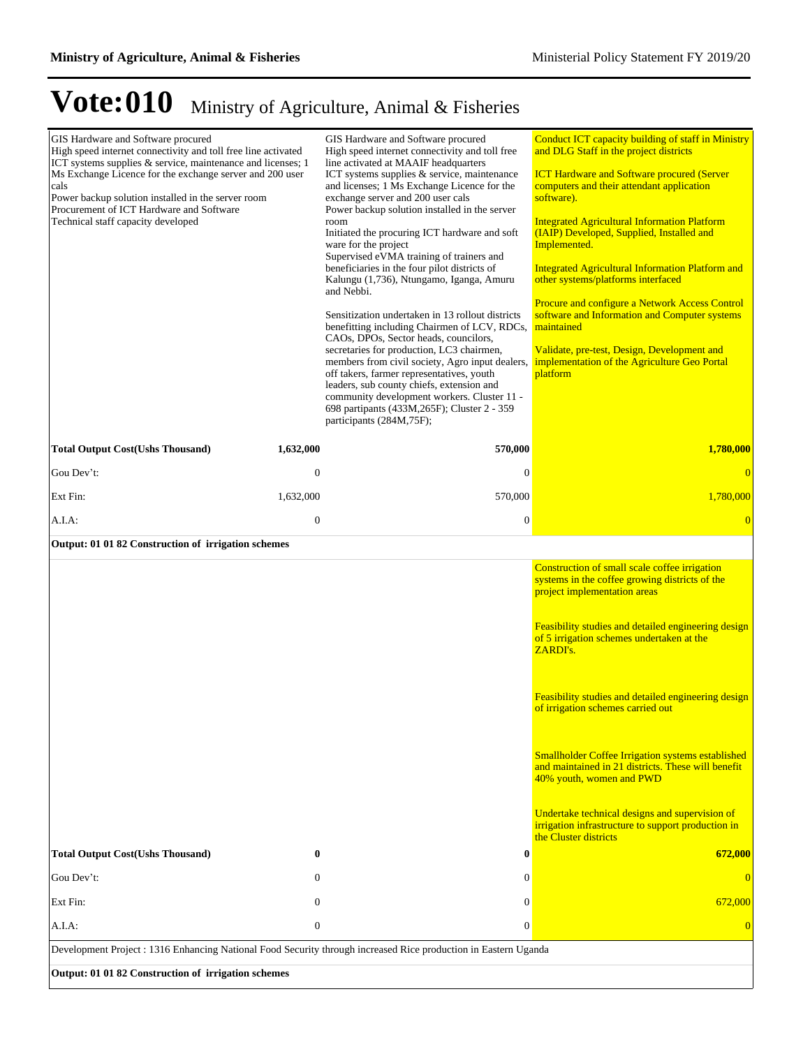# Vote:010 Ministry of Agriculture, Animal & Fisheries

| | | | |
|---|---|---|---|
| GIS Hardware and Software procured<br>High speed internet connectivity and toll free line activated<br>ICT systems supplies & service, maintenance and licenses; 1 Ms Exchange Licence for the exchange server and 200 user cals<br>Power backup solution installed in the server room<br>Procurement of ICT Hardware and Software<br>Technical staff capacity developed | | GIS Hardware and Software procured<br>High speed internet connectivity and toll free line activated at MAAIF headquarters<br>ICT systems supplies & service, maintenance and licenses; 1 Ms Exchange Licence for the exchange server and 200 user cals<br>Power backup solution installed in the server room<br>Initiated the procuring ICT hardware and soft ware for the project<br>Supervised eVMA training of trainers and beneficiaries in the four pilot districts of Kalungu (1,736), Ntungamo, Iganga, Amuru and Nebbi.<br><br>Sensitization undertaken in 13 rollout districts benefitting including Chairmen of LCV, RDCs, CAOs, DPOs, Sector heads, councilors, secretaries for production, LC3 chairmen, members from civil society, Agro input dealers, off takers, farmer representatives, youth leaders, sub county chiefs, extension and community development workers. Cluster 11 - 698 partipants (433M,265F); Cluster 2 - 359 participants (284M,75F); | Conduct ICT capacity building of staff in Ministry and DLG Staff in the project districts<br><br>ICT Hardware and Software procured (Server computers and their attendant application software).<br><br>Integrated Agricultural Information Platform (IAIP) Developed, Supplied, Installed and Implemented.<br><br>Integrated Agricultural Information Platform and other systems/platforms interfaced<br><br>Procure and configure a Network Access Control software and Information and Computer systems maintained<br><br>Validate, pre-test, Design, Development and implementation of the Agriculture Geo Portal platform |
| **Total Output Cost(Ushs Thousand)** | **1,632,000** | **570,000** | **1,780,000** |
| Gou Dev't: | 0 | 0 | 0 |
| Ext Fin: | 1,632,000 | 570,000 | 1,780,000 |
| A.I.A: | 0 | 0 | 0 |
| **Output: 01 01 82 Construction of irrigation schemes** | | | |
| | | | Construction of small scale coffee irrigation systems in the coffee growing districts of the project implementation areas<br><br>Feasibility studies and detailed engineering design of 5 irrigation schemes undertaken at the ZARDI's.<br><br>Feasibility studies and detailed engineering design of irrigation schemes carried out<br><br>Smallholder Coffee Irrigation systems established and maintained in 21 districts. These will benefit 40% youth, women and PWD<br><br>Undertake technical designs and supervision of irrigation infrastructure to support production in the Cluster districts |
| **Total Output Cost(Ushs Thousand)** | **0** | **0** | **672,000** |
| Gou Dev't: | 0 | 0 | 0 |
| Ext Fin: | 0 | 0 | 672,000 |
| A.I.A: | 0 | 0 | 0 |

Development Project : 1316 Enhancing National Food Security through increased Rice production in Eastern Uganda

**Output: 01 01 82 Construction of irrigation schemes**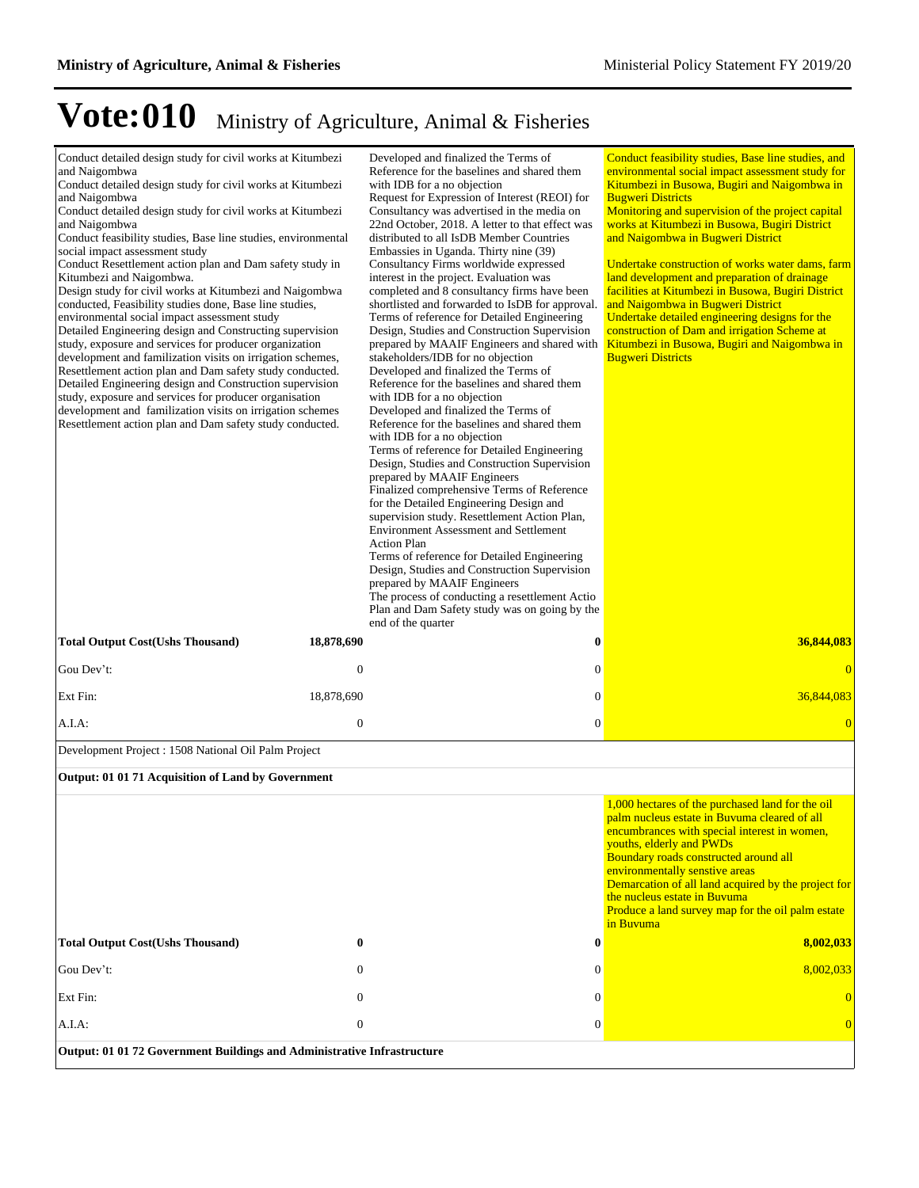# Vote:010 Ministry of Agriculture, Animal & Fisheries

| | | | |
|---|---|---|---|
| Conduct detailed design study for civil works at Kitumbezi and Naigombwa<br>Conduct detailed design study for civil works at Kitumbezi and Naigombwa<br>Conduct detailed design study for civil works at Kitumbezi and Naigombwa<br>Conduct feasibility studies, Base line studies, environmental social impact assessment study<br>Conduct Resettlement action plan and Dam safety study in Kitumbezi and Naigombwa.<br>Design study for civil works at Kitumbezi and Naigombwa conducted, Feasibility studies done, Base line studies, environmental social impact assessment study<br>Detailed Engineering design and Constructing supervision study, exposure and services for producer organization development and familization visits on irrigation schemes, Resettlement action plan and Dam safety study conducted.<br>Detailed Engineering design and Construction supervision study, exposure and services for producer organisation development and familization visits on irrigation schemes Resettlement action plan and Dam safety study conducted. | | Developed and finalized the Terms of Reference for the baselines and shared them with IDB for a no objection<br>Request for Expression of Interest (REOI) for Consultancy was advertised in the media on 22nd October, 2018. A letter to that effect was distributed to all IsDB Member Countries Embassies in Uganda. Thirty nine (39) Consultancy Firms worldwide expressed interest in the project. Evaluation was completed and 8 consultancy firms have been shortlisted and forwarded to IsDB for approval.<br>Terms of reference for Detailed Engineering Design, Studies and Construction Supervision prepared by MAAIF Engineers and shared with stakeholders/IDB for no objection<br>Developed and finalized the Terms of Reference for the baselines and shared them with IDB for a no objection<br>Developed and finalized the Terms of Reference for the baselines and shared them with IDB for a no objection<br>Terms of reference for Detailed Engineering Design, Studies and Construction Supervision prepared by MAAIF Engineers<br>Finalized comprehensive Terms of Reference for the Detailed Engineering Design and supervision study. Resettlement Action Plan, Environment Assessment and Settlement Action Plan<br>Terms of reference for Detailed Engineering Design, Studies and Construction Supervision prepared by MAAIF Engineers<br>The process of conducting a resettlement Actio Plan and Dam Safety study was on going by the end of the quarter | Conduct feasibility studies, Base line studies, and environmental social impact assessment study for Kitumbezi in Busowa, Bugiri and Naigombwa in Bugweri Districts<br>Monitoring and supervision of the project capital works at Kitumbezi in Busowa, Bugiri District and Naigombwa in Bugweri District<br><br>Undertake construction of works water dams, farm land development and preparation of drainage facilities at Kitumbezi in Busowa, Bugiri District and Naigombwa in Bugweri District<br>Undertake detailed engineering designs for the construction of Dam and irrigation Scheme at Kitumbezi in Busowa, Bugiri and Naigombwa in Bugweri Districts |
| **Total Output Cost(Ushs Thousand)** | **18,878,690** | **0** | **36,844,083** |
| Gou Dev't: | 0 | 0 | 0 |
| Ext Fin: | 18,878,690 | 0 | 36,844,083 |
| A.I.A: | 0 | 0 | 0 |

Development Project : 1508 National Oil Palm Project

**Output: 01 01 71 Acquisition of Land by Government**

| | | | |
|---|---|---|---|
| | | | 1,000 hectares of the purchased land for the oil palm nucleus estate in Buvuma cleared of all encumbrances with special interest in women, youths, elderly and PWDs<br>Boundary roads constructed around all environmentally senstive areas<br>Demarcation of all land acquired by the project for the nucleus estate in Buvuma<br>Produce a land survey map for the oil palm estate in Buvuma |
| **Total Output Cost(Ushs Thousand)** | **0** | **0** | **8,002,033** |
| Gou Dev't: | 0 | 0 | 8,002,033 |
| Ext Fin: | 0 | 0 | 0 |
| A.I.A: | 0 | 0 | 0 |

**Output: 01 01 72 Government Buildings and Administrative Infrastructure**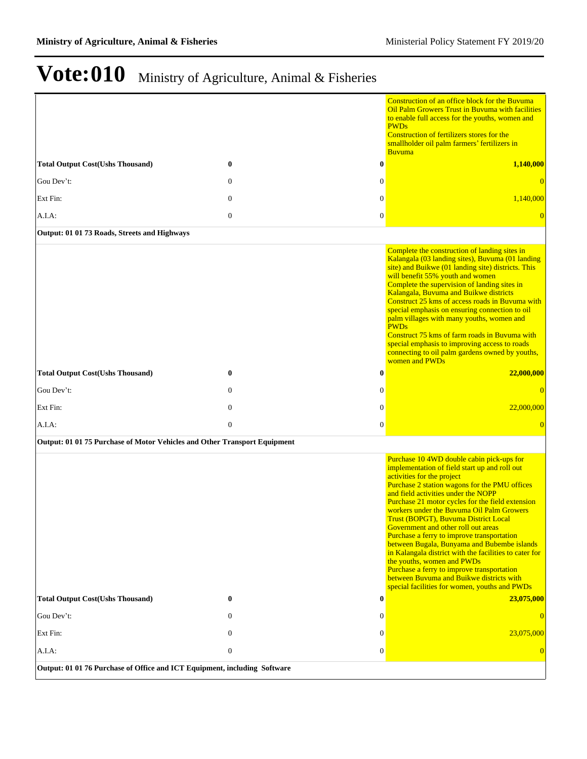# Vote:010 Ministry of Agriculture, Animal & Fisheries

| | | | |
|---|---|---|---|
| | | | Construction of an office block for the Buvuma Oil Palm Growers Trust in Buvuma with facilities to enable full access for the youths, women and PWDs<br>Construction of fertilizers stores for the smallholder oil palm farmers' fertilizers in Buvuma |
| **Total Output Cost(Ushs Thousand)** | **0** | **0** | **1,140,000** |
| Gou Dev't: | 0 | 0 | 0 |
| Ext Fin: | 0 | 0 | 1,140,000 |
| A.I.A: | 0 | 0 | 0 |
| **Output: 01 01 73 Roads, Streets and Highways** | | | |
| | | | Complete the construction of landing sites in Kalangala (03 landing sites), Buvuma (01 landing site) and Buikwe (01 landing site) districts. This will benefit 55% youth and women<br>Complete the supervision of landing sites in Kalangala, Buvuma and Buikwe districts<br>Construct 25 kms of access roads in Buvuma with special emphasis on ensuring connection to oil palm villages with many youths, women and PWDs<br>Construct 75 kms of farm roads in Buvuma with special emphasis to improving access to roads connecting to oil palm gardens owned by youths, women and PWDs |
| **Total Output Cost(Ushs Thousand)** | **0** | **0** | **22,000,000** |
| Gou Dev't: | 0 | 0 | 0 |
| Ext Fin: | 0 | 0 | 22,000,000 |
| A.I.A: | 0 | 0 | 0 |
| **Output: 01 01 75 Purchase of Motor Vehicles and Other Transport Equipment** | | | |
| | | | Purchase 10 4WD double cabin pick-ups for implementation of field start up and roll out activities for the project<br>Purchase 2 station wagons for the PMU offices and field activities under the NOPP<br>Purchase 21 motor cycles for the field extension workers under the Buvuma Oil Palm Growers Trust (BOPGT), Buvuma District Local Government and other roll out areas<br>Purchase a ferry to improve transportation between Bugala, Bunyama and Bubembe islands in Kalangala district with the facilities to cater for the youths, women and PWDs<br>Purchase a ferry to improve transportation between Buvuma and Buikwe districts with special facilities for women, youths and PWDs |
| **Total Output Cost(Ushs Thousand)** | **0** | **0** | **23,075,000** |
| Gou Dev't: | 0 | 0 | 0 |
| Ext Fin: | 0 | 0 | 23,075,000 |
| A.I.A: | 0 | 0 | 0 |
| **Output: 01 01 76 Purchase of Office and ICT Equipment, including Software** | | | |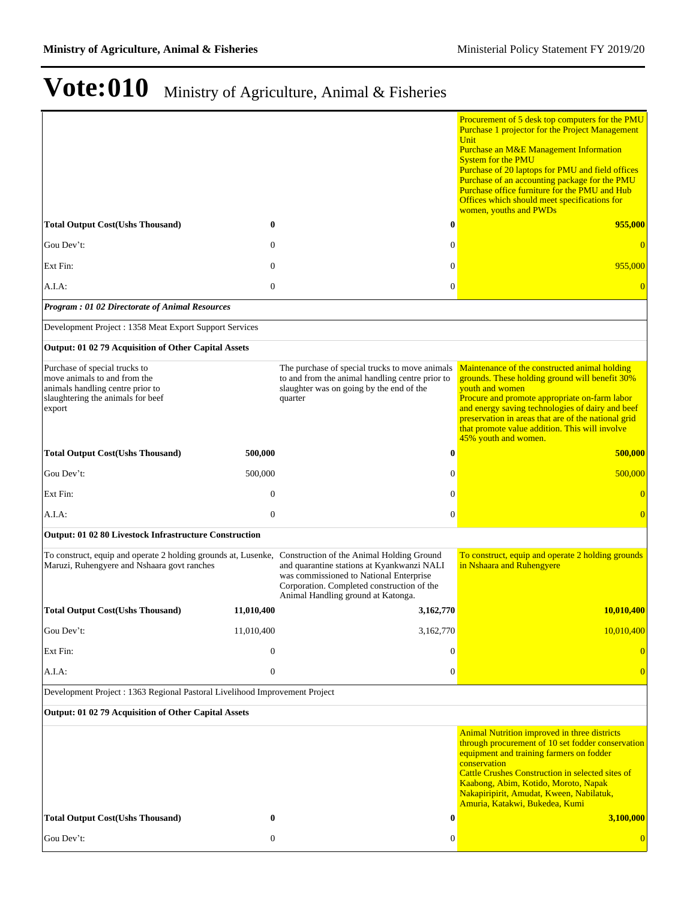# Vote:010 Ministry of Agriculture, Animal & Fisheries

| | | | |
|---|---|---|---|
| | | | Procurement of 5 desk top computers for the PMU<br>Purchase 1 projector for the Project Management Unit<br>Purchase an M&E Management Information System for the PMU<br>Purchase of 20 laptops for PMU and field offices<br>Purchase of an accounting package for the PMU<br>Purchase office furniture for the PMU and Hub Offices which should meet specifications for women, youths and PWDs |
| **Total Output Cost(Ushs Thousand)** | **0** | **0** | **955,000** |
| Gou Dev't: | 0 | 0 | 0 |
| Ext Fin: | 0 | 0 | 955,000 |
| A.I.A: | 0 | 0 | 0 |
| ***Program : 01 02 Directorate of Animal Resources*** | | | |
| Development Project : 1358 Meat Export Support Services | | | |
| **Output: 01 02 79 Acquisition of Other Capital Assets** | | | |
| Purchase of special trucks to move animals to and from the animals handling centre prior to slaughtering the animals for beef export | | The purchase of special trucks to move animals to and from the animal handling centre prior to slaughter was on going by the end of the quarter | Maintenance of the constructed animal holding grounds. These holding ground will benefit 30% youth and women<br>Procure and promote appropriate on-farm labor and energy saving technologies of dairy and beef preservation in areas that are of the national grid that promote value addition. This will involve 45% youth and women. |
| **Total Output Cost(Ushs Thousand)** | **500,000** | **0** | **500,000** |
| Gou Dev't: | 500,000 | 0 | 500,000 |
| Ext Fin: | 0 | 0 | 0 |
| A.I.A: | 0 | 0 | 0 |
| **Output: 01 02 80 Livestock Infrastructure Construction** | | | |
| To construct, equip and operate 2 holding grounds at, Lusenke, Maruzi, Ruhengyere and Nshaara govt ranches | | Construction of the Animal Holding Ground and quarantine stations at Kyankwanzi NALI was commissioned to National Enterprise Corporation. Completed construction of the Animal Handling ground at Katonga. | To construct, equip and operate 2 holding grounds in Nshaara and Ruhengyere |
| **Total Output Cost(Ushs Thousand)** | **11,010,400** | **3,162,770** | **10,010,400** |
| Gou Dev't: | 11,010,400 | 3,162,770 | 10,010,400 |
| Ext Fin: | 0 | 0 | 0 |
| A.I.A: | 0 | 0 | 0 |
| Development Project : 1363 Regional Pastoral Livelihood Improvement Project | | | |
| **Output: 01 02 79 Acquisition of Other Capital Assets** | | | |
| | | | Animal Nutrition improved in three districts through procurement of 10 set fodder conservation equipment and training farmers on fodder conservation<br>Cattle Crushes Construction in selected sites of Kaabong, Abim, Kotido, Moroto, Napak Nakapiripirit, Amudat, Kween, Nabilatuk, Amuria, Katakwi, Bukedea, Kumi |
| **Total Output Cost(Ushs Thousand)** | **0** | **0** | **3,100,000** |
| Gou Dev't: | 0 | 0 | 0 |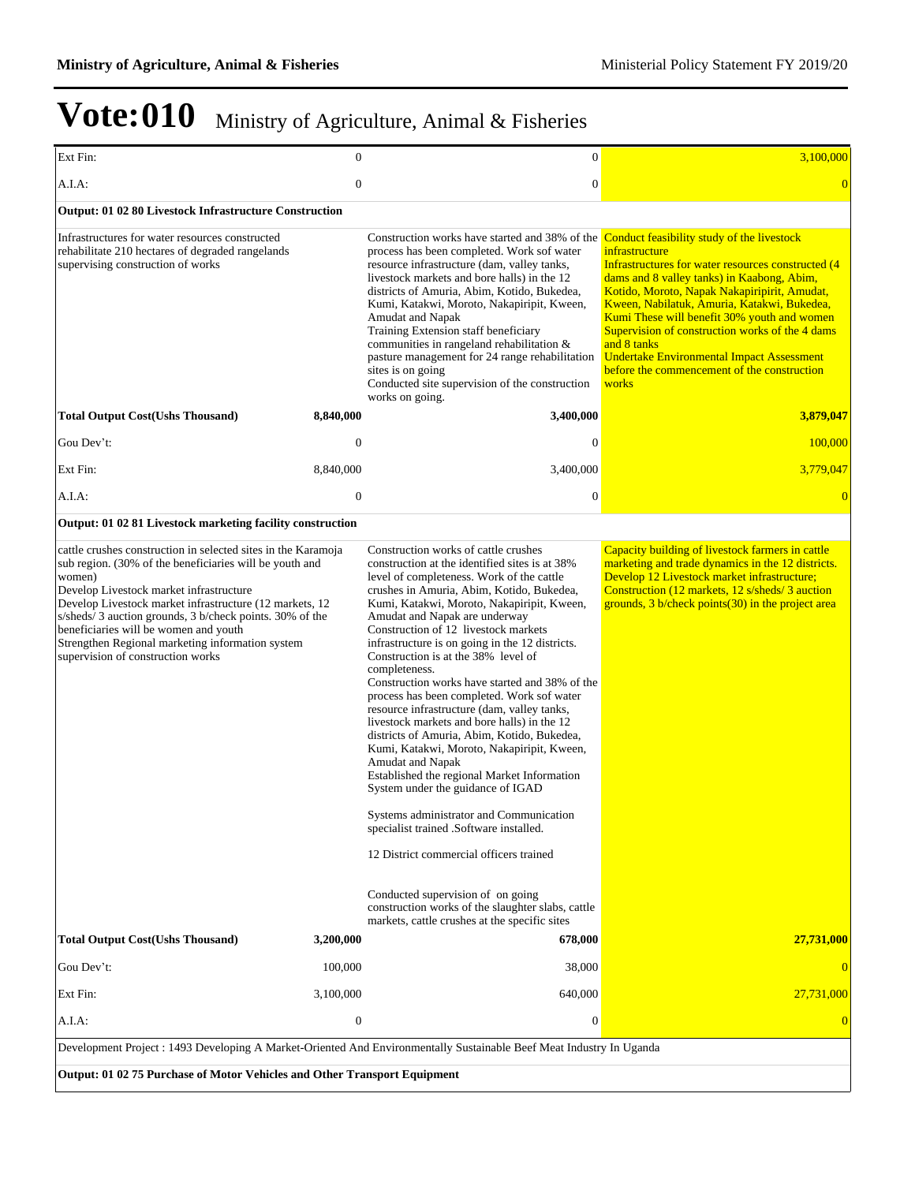# Vote:010 Ministry of Agriculture, Animal & Fisheries

| | | | |
|---|---|---|---|
| Ext Fin: | 0 | 0 | 3,100,000 |
| A.I.A: | 0 | 0 | 0 |
| **Output: 01 02 80 Livestock Infrastructure Construction** | | | |
| Infrastructures for water resources constructed rehabilitate 210 hectares of degraded rangelands supervising construction of works | | Construction works have started and 38% of the process has been completed. Work sof water resource infrastructure (dam, valley tanks, livestock markets and bore halls) in the 12 districts of Amuria, Abim, Kotido, Bukedea, Kumi, Katakwi, Moroto, Nakapiripit, Kween, Amudat and Napak<br>Training Extension staff beneficiary communities in rangeland rehabilitation & pasture management for 24 range rehabilitation sites is on going<br>Conducted site supervision of the construction works on going. | Conduct feasibility study of the livestock infrastructure<br>Infrastructures for water resources constructed (4 dams and 8 valley tanks) in Kaabong, Abim, Kotido, Moroto, Napak Nakapiripirit, Amudat, Kween, Nabilatuk, Amuria, Katakwi, Bukedea, Kumi These will benefit 30% youth and women<br>Supervision of construction works of the 4 dams and 8 tanks<br>Undertake Environmental Impact Assessment before the commencement of the construction works |
| **Total Output Cost(Ushs Thousand)** | **8,840,000** | **3,400,000** | **3,879,047** |
| Gou Dev't: | 0 | 0 | 100,000 |
| Ext Fin: | 8,840,000 | 3,400,000 | 3,779,047 |
| A.I.A: | 0 | 0 | 0 |
| **Output: 01 02 81 Livestock marketing facility construction** | | | |
| cattle crushes construction in selected sites in the Karamoja sub region. (30% of the beneficiaries will be youth and women)<br>Develop Livestock market infrastructure<br>Develop Livestock market infrastructure (12 markets, 12 s/sheds/ 3 auction grounds, 3 b/check points. 30% of the beneficiaries will be women and youth<br>Strengthen Regional marketing information system<br>supervision of construction works | | Construction works of cattle crushes construction at the identified sites is at 38% level of completeness. Work of the cattle crushes in Amuria, Abim, Kotido, Bukedea, Kumi, Katakwi, Moroto, Nakapiripit, Kween, Amudat and Napak are underway<br>Construction of 12 livestock markets infrastructure is on going in the 12 districts. Construction is at the 38% level of completeness.<br>Construction works have started and 38% of the process has been completed. Work sof water resource infrastructure (dam, valley tanks, livestock markets and bore halls) in the 12 districts of Amuria, Abim, Kotido, Bukedea, Kumi, Katakwi, Moroto, Nakapiripit, Kween, Amudat and Napak<br>Established the regional Market Information System under the guidance of IGAD<br><br>Systems administrator and Communication specialist trained .Software installed.<br><br>12 District commercial officers trained<br><br>Conducted supervision of on going construction works of the slaughter slabs, cattle markets, cattle crushes at the specific sites | Capacity building of livestock farmers in cattle marketing and trade dynamics in the 12 districts.<br>Develop 12 Livestock market infrastructure;<br>Construction (12 markets, 12 s/sheds/ 3 auction grounds, 3 b/check points(30) in the project area |
| **Total Output Cost(Ushs Thousand)** | **3,200,000** | **678,000** | **27,731,000** |
| Gou Dev't: | 100,000 | 38,000 | 0 |
| Ext Fin: | 3,100,000 | 640,000 | 27,731,000 |
| A.I.A: | 0 | 0 | 0 |
| Development Project : 1493 Developing A Market-Oriented And Environmentally Sustainable Beef Meat Industry In Uganda | | | |
| **Output: 01 02 75 Purchase of Motor Vehicles and Other Transport Equipment** | | | |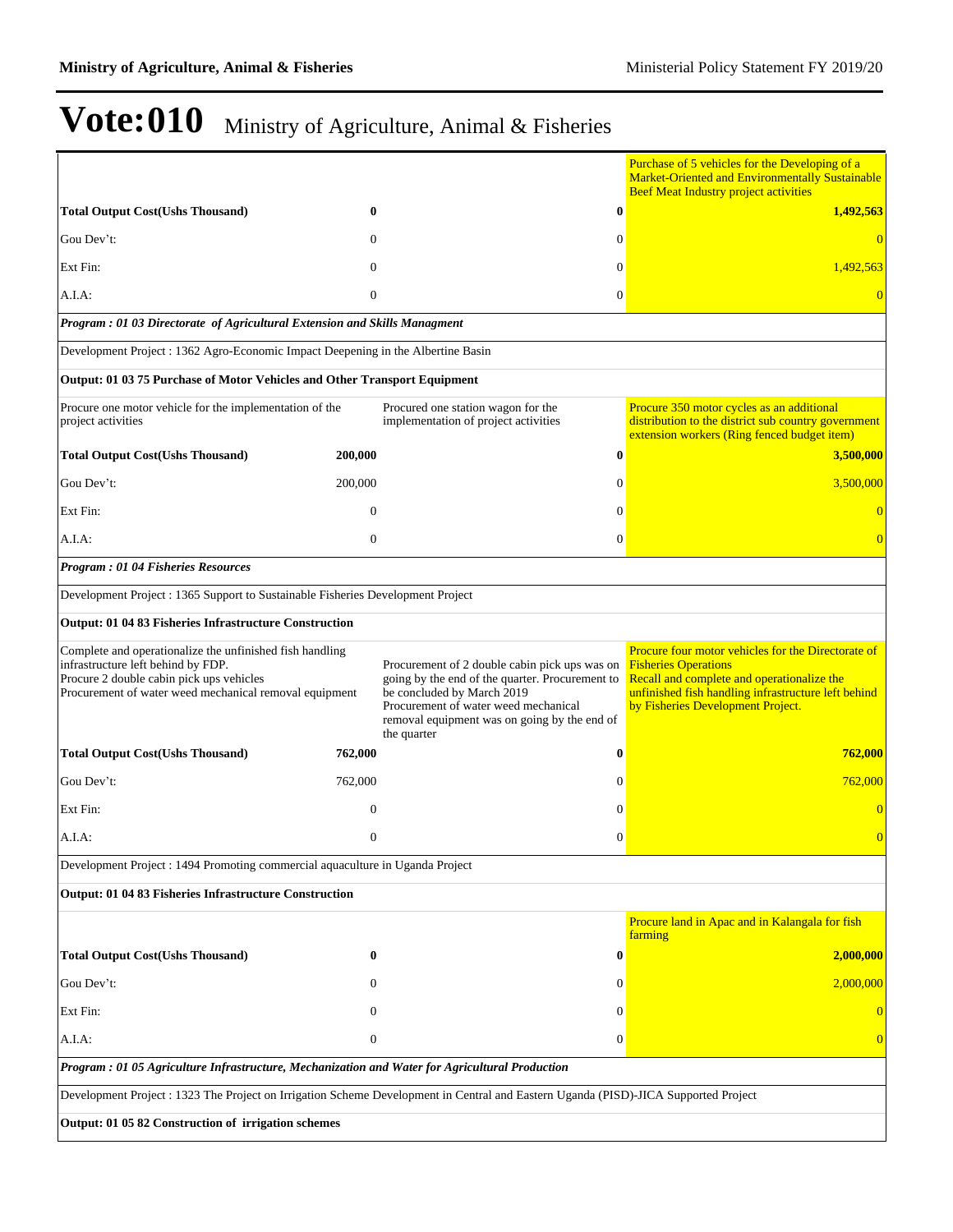# Vote:010 Ministry of Agriculture, Animal & Fisheries

| | | | |
|---|---|---|---|
| | | | Purchase of 5 vehicles for the Developing of a Market-Oriented and Environmentally Sustainable Beef Meat Industry project activities |
| **Total Output Cost(Ushs Thousand)** | **0** | **0** | **1,492,563** |
| Gou Dev't: | 0 | 0 | 0 |
| Ext Fin: | 0 | 0 | 1,492,563 |
| A.I.A: | 0 | 0 | 0 |
| ***Program : 01 03 Directorate of Agricultural Extension and Skills Managment*** | | | |
| Development Project : 1362 Agro-Economic Impact Deepening in the Albertine Basin | | | |
| **Output: 01 03 75 Purchase of Motor Vehicles and Other Transport Equipment** | | | |
| Procure one motor vehicle for the implementation of the project activities | | Procured one station wagon for the implementation of project activities | Procure 350 motor cycles as an additional distribution to the district sub country government extension workers (Ring fenced budget item) |
| **Total Output Cost(Ushs Thousand)** | **200,000** | **0** | **3,500,000** |
| Gou Dev't: | 200,000 | 0 | 3,500,000 |
| Ext Fin: | 0 | 0 | 0 |
| A.I.A: | 0 | 0 | 0 |
| ***Program : 01 04 Fisheries Resources*** | | | |
| Development Project : 1365 Support to Sustainable Fisheries Development Project | | | |
| **Output: 01 04 83 Fisheries Infrastructure Construction** | | | |
| Complete and operationalize the unfinished fish handling infrastructure left behind by FDP.<br>Procure 2 double cabin pick ups vehicles<br>Procurement of water weed mechanical removal equipment | | Procurement of 2 double cabin pick ups was on going by the end of the quarter. Procurement to be concluded by March 2019<br>Procurement of water weed mechanical removal equipment was on going by the end of the quarter | Procure four motor vehicles for the Directorate of Fisheries Operations<br>Recall and complete and operationalize the unfinished fish handling infrastructure left behind by Fisheries Development Project. |
| **Total Output Cost(Ushs Thousand)** | **762,000** | **0** | **762,000** |
| Gou Dev't: | 762,000 | 0 | 762,000 |
| Ext Fin: | 0 | 0 | 0 |
| A.I.A: | 0 | 0 | 0 |
| Development Project : 1494 Promoting commercial aquaculture in Uganda Project | | | |
| **Output: 01 04 83 Fisheries Infrastructure Construction** | | | |
| | | | Procure land in Apac and in Kalangala for fish farming |
| **Total Output Cost(Ushs Thousand)** | **0** | **0** | **2,000,000** |
| Gou Dev't: | 0 | 0 | 2,000,000 |
| Ext Fin: | 0 | 0 | 0 |
| A.I.A: | 0 | 0 | 0 |
| ***Program : 01 05 Agriculture Infrastructure, Mechanization and Water for Agricultural Production*** | | | |
| Development Project : 1323 The Project on Irrigation Scheme Development in Central and Eastern Uganda (PISD)-JICA Supported Project | | | |
| **Output: 01 05 82 Construction of irrigation schemes** | | | |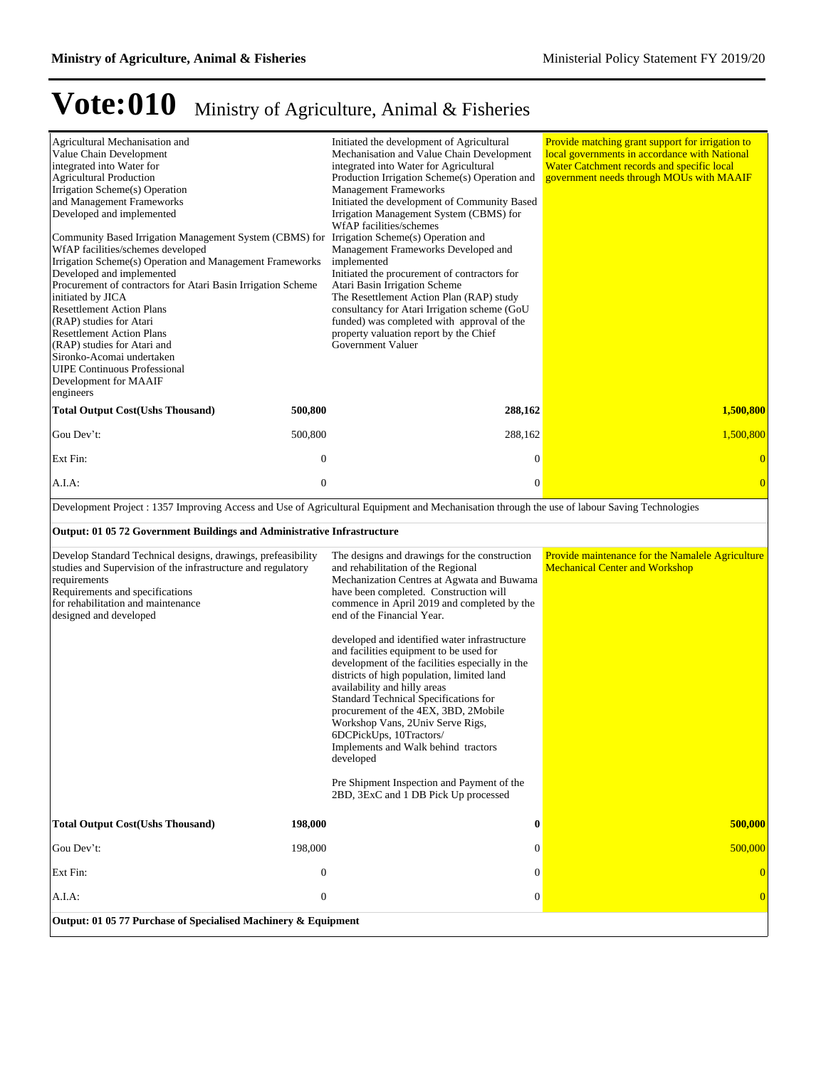# Vote:010 Ministry of Agriculture, Animal & Fisheries

| | | | |
|---|---|---|---|
| Agricultural Mechanisation and Value Chain Development integrated into Water for Agricultural Production Irrigation Scheme(s) Operation and Management Frameworks Developed and implemented<br><br>Community Based Irrigation Management System (CBMS) for WfAP facilities/schemes developed<br>Irrigation Scheme(s) Operation and Management Frameworks Developed and implemented<br>Procurement of contractors for Atari Basin Irrigation Scheme initiated by JICA<br>Resettlement Action Plans (RAP) studies for Atari<br>Resettlement Action Plans (RAP) studies for Atari and Sironko-Acomai undertaken<br>UIPE Continuous Professional Development for MAAIF engineers | | Initiated the development of Agricultural Mechanisation and Value Chain Development integrated into Water for Agricultural Production Irrigation Scheme(s) Operation and Management Frameworks<br>Initiated the development of Community Based Irrigation Management System (CBMS) for WfAP facilities/schemes<br>Irrigation Scheme(s) Operation and Management Frameworks Developed and implemented<br>Initiated the procurement of contractors for Atari Basin Irrigation Scheme<br>The Resettlement Action Plan (RAP) study consultancy for Atari Irrigation scheme (GoU funded) was completed with approval of the property valuation report by the Chief Government Valuer | Provide matching grant support for irrigation to local governments in accordance with National Water Catchment records and specific local government needs through MOUs with MAAIF |
| **Total Output Cost(Ushs Thousand)** | **500,800** | **288,162** | **1,500,800** |
| Gou Dev't: | 500,800 | 288,162 | 1,500,800 |
| Ext Fin: | 0 | 0 | 0 |
| A.I.A: | 0 | 0 | 0 |

Development Project : 1357 Improving Access and Use of Agricultural Equipment and Mechanisation through the use of labour Saving Technologies

**Output: 01 05 72 Government Buildings and Administrative Infrastructure**

| | | | |
|---|---|---|---|
| Develop Standard Technical designs, drawings, prefeasibility studies and Supervision of the infrastructure and regulatory requirements<br>Requirements and specifications for rehabilitation and maintenance designed and developed | | The designs and drawings for the construction and rehabilitation of the Regional Mechanization Centres at Agwata and Buwama have been completed. Construction will commence in April 2019 and completed by the end of the Financial Year.<br><br>developed and identified water infrastructure and facilities equipment to be used for development of the facilities especially in the districts of high population, limited land availability and hilly areas<br>Standard Technical Specifications for procurement of the 4EX, 3BD, 2Mobile Workshop Vans, 2Univ Serve Rigs, 6DCPickUps, 10Tractors/ Implements and Walk behind tractors developed<br><br>Pre Shipment Inspection and Payment of the 2BD, 3ExC and 1 DB Pick Up processed | Provide maintenance for the Namalele Agriculture Mechanical Center and Workshop |
| **Total Output Cost(Ushs Thousand)** | **198,000** | **0** | **500,000** |
| Gou Dev't: | 198,000 | 0 | 500,000 |
| Ext Fin: | 0 | 0 | 0 |
| A.I.A: | 0 | 0 | 0 |

**Output: 01 05 77 Purchase of Specialised Machinery & Equipment**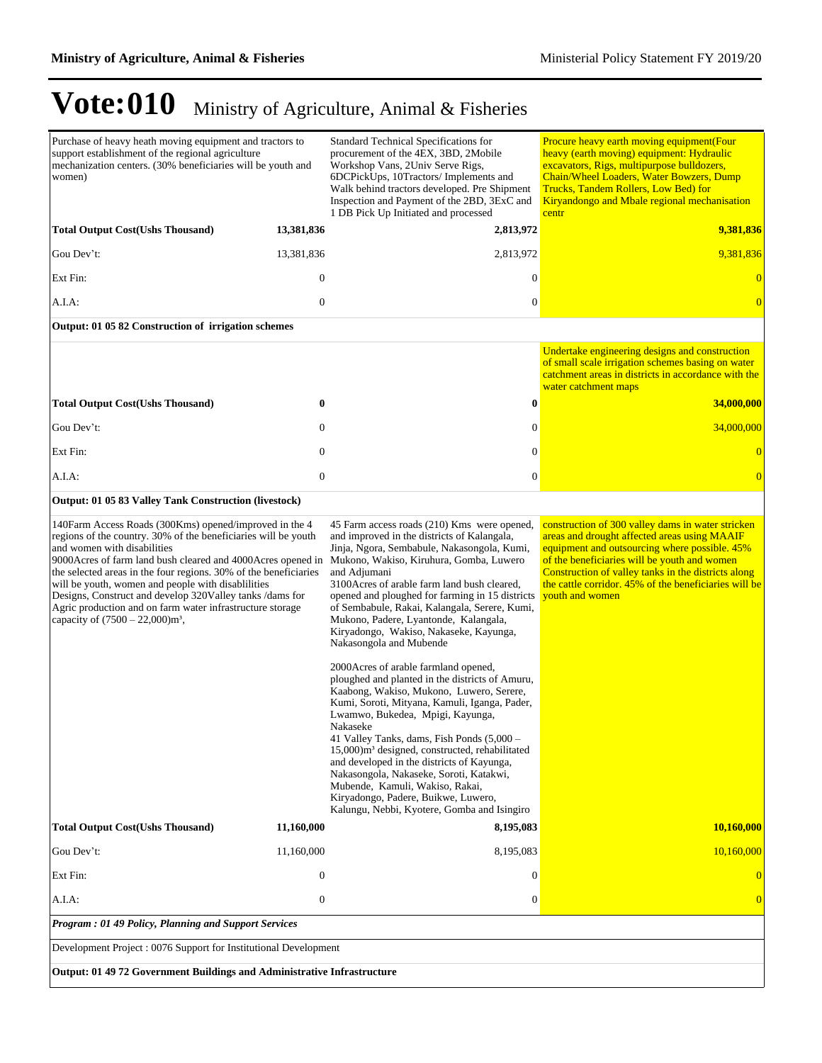# Vote:010 Ministry of Agriculture, Animal & Fisheries

| | | | |
|---|---|---|---|
| Purchase of heavy heath moving equipment and tractors to support establishment of the regional agriculture mechanization centers. (30% beneficiaries will be youth and women) | | Standard Technical Specifications for procurement of the 4EX, 3BD, 2Mobile Workshop Vans, 2Univ Serve Rigs, 6DCPickUps, 10Tractors/ Implements and Walk behind tractors developed. Pre Shipment Inspection and Payment of the 2BD, 3ExC and 1 DB Pick Up Initiated and processed | Procure heavy earth moving equipment(Four heavy (earth moving) equipment: Hydraulic excavators, Rigs, multipurpose bulldozers, Chain/Wheel Loaders, Water Bowzers, Dump Trucks, Tandem Rollers, Low Bed) for Kiryandongo and Mbale regional mechanisation centr |
| **Total Output Cost(Ushs Thousand)** | **13,381,836** | **2,813,972** | **9,381,836** |
| Gou Dev't: | 13,381,836 | 2,813,972 | 9,381,836 |
| Ext Fin: | 0 | 0 | 0 |
| A.I.A: | 0 | 0 | 0 |
| **Output: 01 05 82 Construction of irrigation schemes** | | | |
| | | | Undertake engineering designs and construction of small scale irrigation schemes basing on water catchment areas in districts in accordance with the water catchment maps |
| **Total Output Cost(Ushs Thousand)** | **0** | **0** | **34,000,000** |
| Gou Dev't: | 0 | 0 | 34,000,000 |
| Ext Fin: | 0 | 0 | 0 |
| A.I.A: | 0 | 0 | 0 |
| **Output: 01 05 83 Valley Tank Construction (livestock)** | | | |
| 140Farm Access Roads (300Kms) opened/improved in the 4 regions of the country. 30% of the beneficiaries will be youth and women with disabilities<br>9000Acres of farm land bush cleared and 4000Acres opened in the selected areas in the four regions. 30% of the beneficiaries will be youth, women and people with disablilities<br>Designs, Construct and develop 320Valley tanks /dams for Agric production and on farm water infrastructure storage capacity of (7500 – 22,000)m³, | | 45 Farm access roads (210) Kms were opened, and improved in the districts of Kalangala, Jinja, Ngora, Sembabule, Nakasongola, Kumi, Mukono, Wakiso, Kiruhura, Gomba, Luwero and Adjumani<br>3100Acres of arable farm land bush cleared, opened and ploughed for farming in 15 districts of Sembabule, Rakai, Kalangala, Serere, Kumi, Mukono, Padere, Lyantonde, Kalangala, Kiryadongo, Wakiso, Nakaseke, Kayunga, Nakasongola and Mubende<br><br>2000Acres of arable farmland opened, ploughed and planted in the districts of Amuru, Kaabong, Wakiso, Mukono, Luwero, Serere, Kumi, Soroti, Mityana, Kamuli, Iganga, Pader, Lwamwo, Bukedea, Mpigi, Kayunga, Nakaseke<br>41 Valley Tanks, dams, Fish Ponds (5,000 – 15,000)m³ designed, constructed, rehabilitated and developed in the districts of Kayunga, Nakasongola, Nakaseke, Soroti, Katakwi, Mubende, Kamuli, Wakiso, Rakai, Kiryadongo, Padere, Buikwe, Luwero, Kalungu, Nebbi, Kyotere, Gomba and Isingiro | construction of 300 valley dams in water stricken areas and drought affected areas using MAAIF equipment and outsourcing where possible. 45% of the beneficiaries will be youth and women<br>Construction of valley tanks in the districts along the cattle corridor. 45% of the beneficiaries will be youth and women |
| **Total Output Cost(Ushs Thousand)** | **11,160,000** | **8,195,083** | **10,160,000** |
| Gou Dev't: | 11,160,000 | 8,195,083 | 10,160,000 |
| Ext Fin: | 0 | 0 | 0 |
| A.I.A: | 0 | 0 | 0 |
| ***Program : 01 49 Policy, Planning and Support Services*** | | | |
| Development Project : 0076 Support for Institutional Development | | | |
| **Output: 01 49 72 Government Buildings and Administrative Infrastructure** | | | |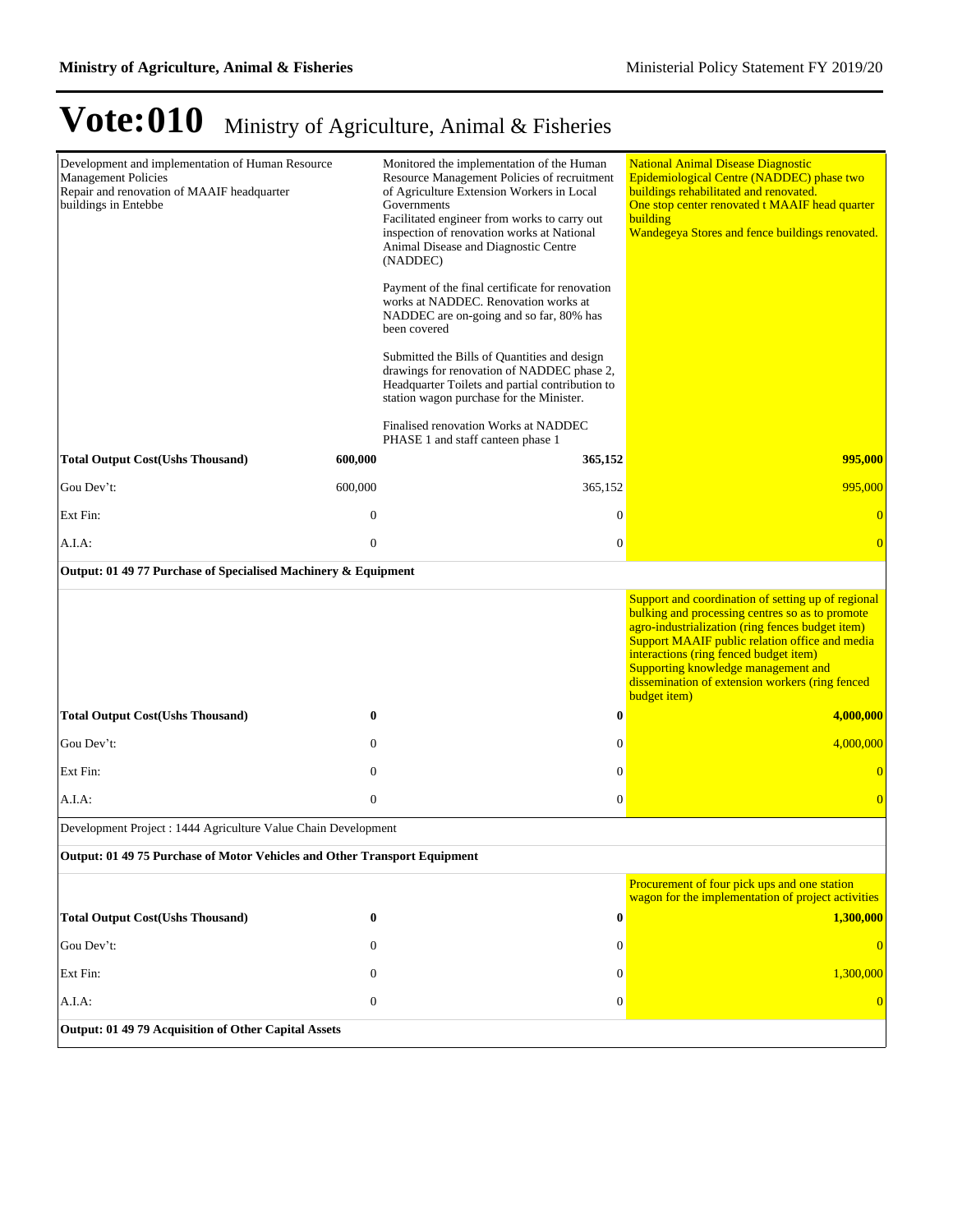# Vote:010 Ministry of Agriculture, Animal & Fisheries

| | | | |
|---|---|---|---|
| Development and implementation of Human Resource Management Policies<br>Repair and renovation of MAAIF headquarter buildings in Entebbe | | Monitored the implementation of the Human Resource Management Policies of recruitment of Agriculture Extension Workers in Local Governments<br>Facilitated engineer from works to carry out inspection of renovation works at National Animal Disease and Diagnostic Centre (NADDEC)<br><br>Payment of the final certificate for renovation works at NADDEC. Renovation works at NADDEC are on-going and so far, 80% has been covered<br><br>Submitted the Bills of Quantities and design drawings for renovation of NADDEC phase 2, Headquarter Toilets and partial contribution to station wagon purchase for the Minister.<br><br>Finalised renovation Works at NADDEC PHASE 1 and staff canteen phase 1 | National Animal Disease Diagnostic Epidemiological Centre (NADDEC) phase two buildings rehabilitated and renovated.<br>One stop center renovated t MAAIF head quarter building<br>Wandegeya Stores and fence buildings renovated. |
| **Total Output Cost(Ushs Thousand)** | **600,000** | **365,152** | **995,000** |
| Gou Dev't: | 600,000 | 365,152 | 995,000 |
| Ext Fin: | 0 | 0 | 0 |
| A.I.A: | 0 | 0 | 0 |
| **Output: 01 49 77 Purchase of Specialised Machinery & Equipment** | | | |
| | | | Support and coordination of setting up of regional bulking and processing centres so as to promote agro-industrialization (ring fences budget item)<br>Support MAAIF public relation office and media interactions (ring fenced budget item)<br>Supporting knowledge management and dissemination of extension workers (ring fenced budget item) |
| **Total Output Cost(Ushs Thousand)** | **0** | **0** | **4,000,000** |
| Gou Dev't: | 0 | 0 | 4,000,000 |
| Ext Fin: | 0 | 0 | 0 |
| A.I.A: | 0 | 0 | 0 |
| Development Project : 1444 Agriculture Value Chain Development | | | |
| **Output: 01 49 75 Purchase of Motor Vehicles and Other Transport Equipment** | | | |
| | | | Procurement of four pick ups and one station wagon for the implementation of project activities |
| **Total Output Cost(Ushs Thousand)** | **0** | **0** | **1,300,000** |
| Gou Dev't: | 0 | 0 | 0 |
| Ext Fin: | 0 | 0 | 1,300,000 |
| A.I.A: | 0 | 0 | 0 |
| **Output: 01 49 79 Acquisition of Other Capital Assets** | | | |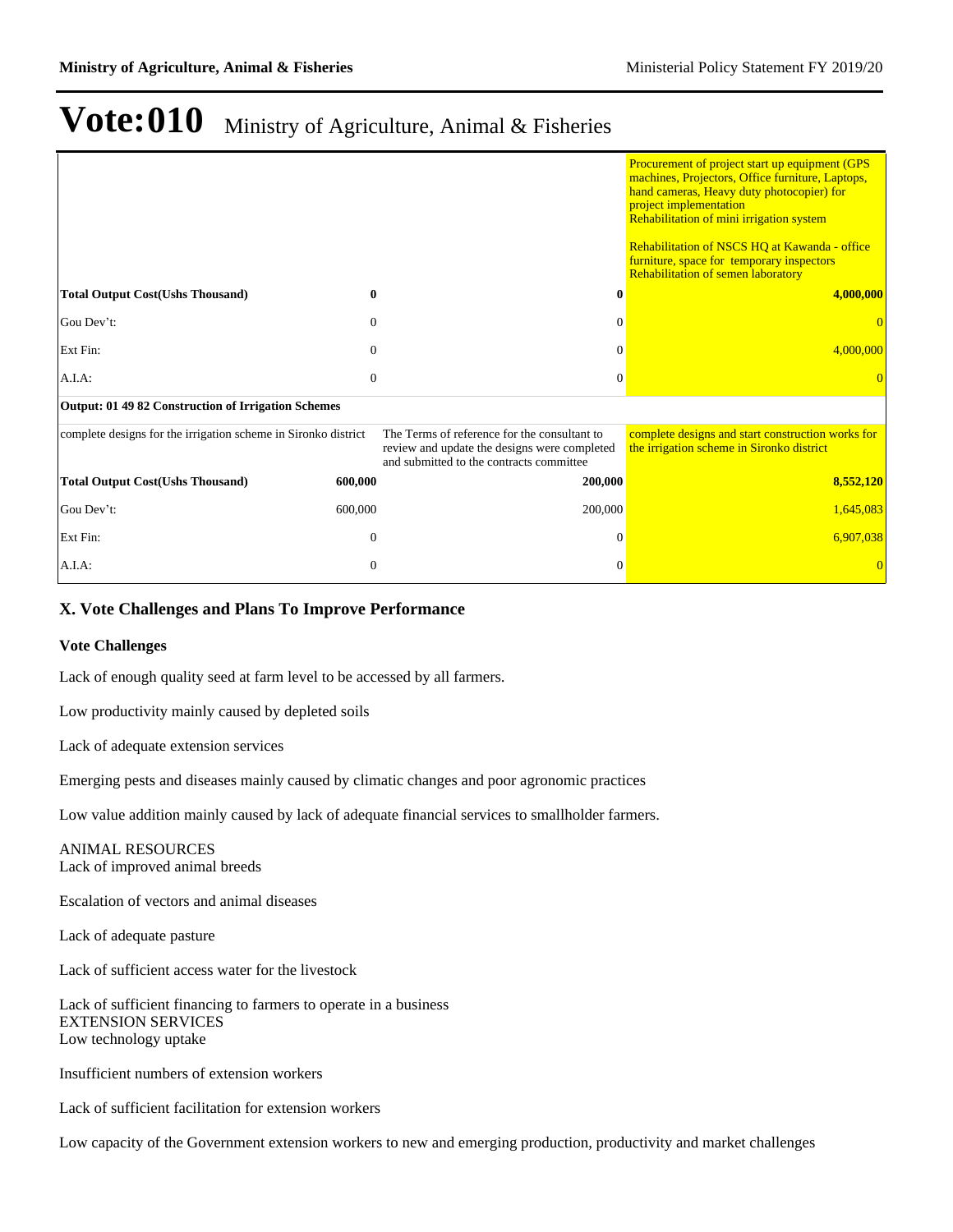# Vote:010 Ministry of Agriculture, Animal & Fisheries

| | | | |
|---|---|---|---|
| | | | Procurement of project start up equipment (GPS machines, Projectors, Office furniture, Laptops, hand cameras, Heavy duty photocopier) for project implementation<br>Rehabilitation of mini irrigation system<br><br>Rehabilitation of NSCS HQ at Kawanda - office furniture, space for temporary inspectors<br>Rehabilitation of semen laboratory |
| **Total Output Cost(Ushs Thousand)** | **0** | **0** | **4,000,000** |
| Gou Dev't: | 0 | 0 | 0 |
| Ext Fin: | 0 | 0 | 4,000,000 |
| A.I.A: | 0 | 0 | 0 |
| **Output: 01 49 82 Construction of Irrigation Schemes** | | | |
| complete designs for the irrigation scheme in Sironko district | | The Terms of reference for the consultant to review and update the designs were completed and submitted to the contracts committee | complete designs and start construction works for the irrigation scheme in Sironko district |
| **Total Output Cost(Ushs Thousand)** | **600,000** | **200,000** | **8,552,120** |
| Gou Dev't: | 600,000 | 200,000 | 1,645,083 |
| Ext Fin: | 0 | 0 | 6,907,038 |
| A.I.A: | 0 | 0 | 0 |

## X. Vote Challenges and Plans To Improve Performance

### Vote Challenges

Lack of enough quality seed at farm level to be accessed by all farmers.

Low productivity mainly caused by depleted soils

Lack of adequate extension services

Emerging pests and diseases mainly caused by climatic changes and poor agronomic practices

Low value addition mainly caused by lack of adequate financial services to smallholder farmers.

ANIMAL RESOURCES
Lack of improved animal breeds

Escalation of vectors and animal diseases

Lack of adequate pasture

Lack of sufficient access water for the livestock

Lack of sufficient financing to farmers to operate in a business
EXTENSION SERVICES
Low technology uptake

Insufficient numbers of extension workers

Lack of sufficient facilitation for extension workers

Low capacity of the Government extension workers to new and emerging production, productivity and market challenges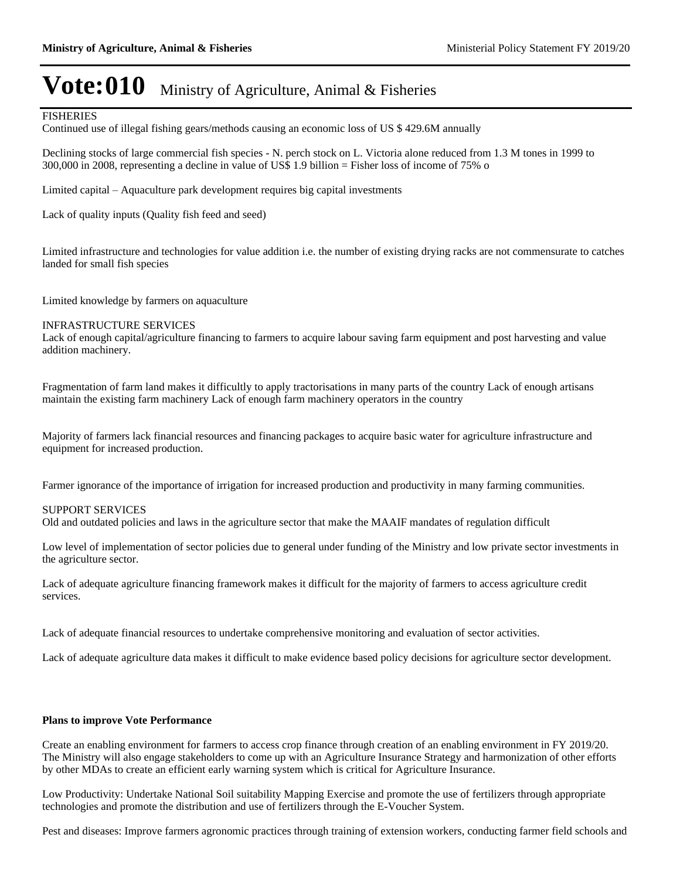# Vote:010 Ministry of Agriculture, Animal & Fisheries

FISHERIES

Continued use of illegal fishing gears/methods causing an economic loss of US $ 429.6M annually

Declining stocks of large commercial fish species - N. perch stock on L. Victoria alone reduced from 1.3 M tones in 1999 to 300,000 in 2008, representing a decline in value of US$ 1.9 billion = Fisher loss of income of 75% o

Limited capital – Aquaculture park development requires big capital investments

Lack of quality inputs (Quality fish feed and seed)

Limited infrastructure and technologies for value addition i.e. the number of existing drying racks are not commensurate to catches landed for small fish species

Limited knowledge by farmers on aquaculture

INFRASTRUCTURE SERVICES

Lack of enough capital/agriculture financing to farmers to acquire labour saving farm equipment and post harvesting and value addition machinery.

Fragmentation of farm land makes it difficultly to apply tractorisations in many parts of the country Lack of enough artisans maintain the existing farm machinery Lack of enough farm machinery operators in the country

Majority of farmers lack financial resources and financing packages to acquire basic water for agriculture infrastructure and equipment for increased production.

Farmer ignorance of the importance of irrigation for increased production and productivity in many farming communities.

SUPPORT SERVICES

Old and outdated policies and laws in the agriculture sector that make the MAAIF mandates of regulation difficult

Low level of implementation of sector policies due to general under funding of the Ministry and low private sector investments in the agriculture sector.

Lack of adequate agriculture financing framework makes it difficult for the majority of farmers to access agriculture credit services.

Lack of adequate financial resources to undertake comprehensive monitoring and evaluation of sector activities.

Lack of adequate agriculture data makes it difficult to make evidence based policy decisions for agriculture sector development.

**Plans to improve Vote Performance**

Create an enabling environment for farmers to access crop finance through creation of an enabling environment in FY 2019/20. The Ministry will also engage stakeholders to come up with an Agriculture Insurance Strategy and harmonization of other efforts by other MDAs to create an efficient early warning system which is critical for Agriculture Insurance.

Low Productivity: Undertake National Soil suitability Mapping Exercise and promote the use of fertilizers through appropriate technologies and promote the distribution and use of fertilizers through the E-Voucher System.

Pest and diseases: Improve farmers agronomic practices through training of extension workers, conducting farmer field schools and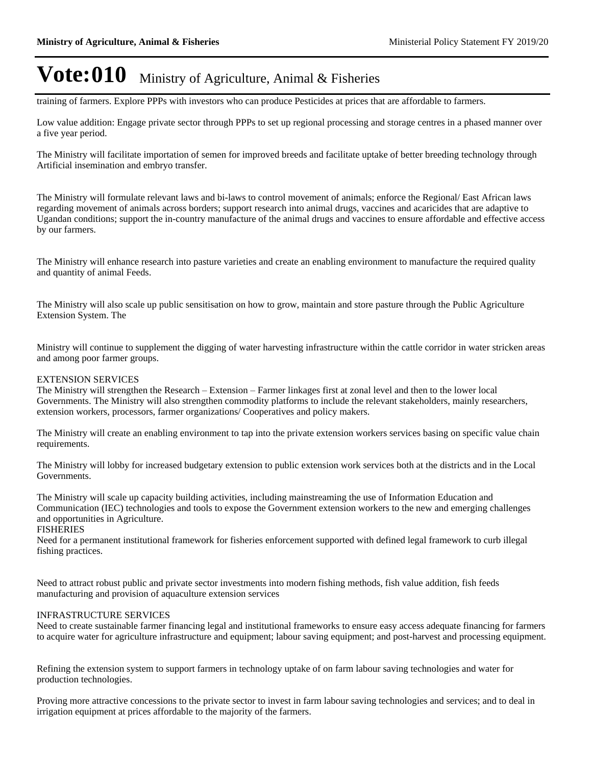training of farmers. Explore PPPs with investors who can produce Pesticides at prices that are affordable to farmers.

Low value addition: Engage private sector through PPPs to set up regional processing and storage centres in a phased manner over a five year period.

The Ministry will facilitate importation of semen for improved breeds and facilitate uptake of better breeding technology through Artificial insemination and embryo transfer.

The Ministry will formulate relevant laws and bi-laws to control movement of animals; enforce the Regional/ East African laws regarding movement of animals across borders; support research into animal drugs, vaccines and acaricides that are adaptive to Ugandan conditions; support the in-country manufacture of the animal drugs and vaccines to ensure affordable and effective access by our farmers.

The Ministry will enhance research into pasture varieties and create an enabling environment to manufacture the required quality and quantity of animal Feeds.

The Ministry will also scale up public sensitisation on how to grow, maintain and store pasture through the Public Agriculture Extension System. The

Ministry will continue to supplement the digging of water harvesting infrastructure within the cattle corridor in water stricken areas and among poor farmer groups.

EXTENSION SERVICES

The Ministry will strengthen the Research – Extension – Farmer linkages first at zonal level and then to the lower local Governments. The Ministry will also strengthen commodity platforms to include the relevant stakeholders, mainly researchers, extension workers, processors, farmer organizations/ Cooperatives and policy makers.

The Ministry will create an enabling environment to tap into the private extension workers services basing on specific value chain requirements.

The Ministry will lobby for increased budgetary extension to public extension work services both at the districts and in the Local Governments.

The Ministry will scale up capacity building activities, including mainstreaming the use of Information Education and Communication (IEC) technologies and tools to expose the Government extension workers to the new and emerging challenges and opportunities in Agriculture.

FISHERIES

Need for a permanent institutional framework for fisheries enforcement supported with defined legal framework to curb illegal fishing practices.

Need to attract robust public and private sector investments into modern fishing methods, fish value addition, fish feeds manufacturing and provision of aquaculture extension services

INFRASTRUCTURE SERVICES

Need to create sustainable farmer financing legal and institutional frameworks to ensure easy access adequate financing for farmers to acquire water for agriculture infrastructure and equipment; labour saving equipment; and post-harvest and processing equipment.

Refining the extension system to support farmers in technology uptake of on farm labour saving technologies and water for production technologies.

Proving more attractive concessions to the private sector to invest in farm labour saving technologies and services; and to deal in irrigation equipment at prices affordable to the majority of the farmers.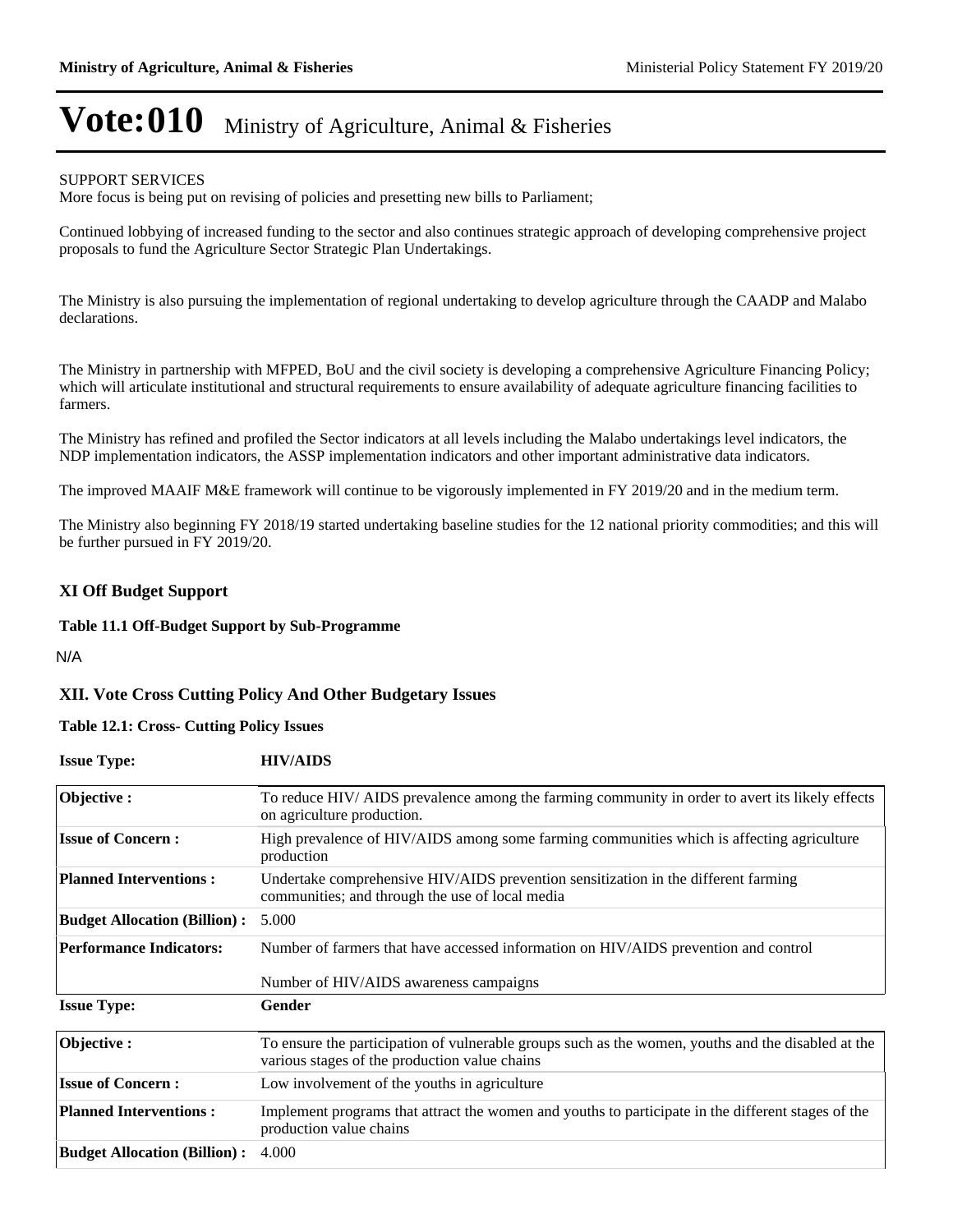SUPPORT SERVICES
More focus is being put on revising of policies and presetting new bills to Parliament;

Continued lobbying of increased funding to the sector and also continues strategic approach of developing comprehensive project proposals to fund the Agriculture Sector Strategic Plan Undertakings.

The Ministry is also pursuing the implementation of regional undertaking to develop agriculture through the CAADP and Malabo declarations.

The Ministry in partnership with MFPED, BoU and the civil society is developing a comprehensive Agriculture Financing Policy; which will articulate institutional and structural requirements to ensure availability of adequate agriculture financing facilities to farmers.

The Ministry has refined and profiled the Sector indicators at all levels including the Malabo undertakings level indicators, the NDP implementation indicators, the ASSP implementation indicators and other important administrative data indicators.

The improved MAAIF M&E framework will continue to be vigorously implemented in FY 2019/20 and in the medium term.

The Ministry also beginning FY 2018/19 started undertaking baseline studies for the 12 national priority commodities; and this will be further pursued in FY 2019/20.

## XI Off Budget Support

**Table 11.1 Off-Budget Support by Sub-Programme**

N/A

## XII. Vote Cross Cutting Policy And Other Budgetary Issues

**Table 12.1: Cross- Cutting Policy Issues**

| **Issue Type:** | **HIV/AIDS** |
|---|---|
| **Objective :** | To reduce HIV/ AIDS prevalence among the farming community in order to avert its likely effects on agriculture production. |
| **Issue of Concern :** | High prevalence of HIV/AIDS among some farming communities which is affecting agriculture production |
| **Planned Interventions :** | Undertake comprehensive HIV/AIDS prevention sensitization in the different farming communities; and through the use of local media |
| **Budget Allocation (Billion) :** | 5.000 |
| **Performance Indicators:** | Number of farmers that have accessed information on HIV/AIDS prevention and control<br><br>Number of HIV/AIDS awareness campaigns |

| **Issue Type:** | **Gender** |
|---|---|
| **Objective :** | To ensure the participation of vulnerable groups such as the women, youths and the disabled at the various stages of the production value chains |
| **Issue of Concern :** | Low involvement of the youths in agriculture |
| **Planned Interventions :** | Implement programs that attract the women and youths to participate in the different stages of the production value chains |
| **Budget Allocation (Billion) :** | 4.000 |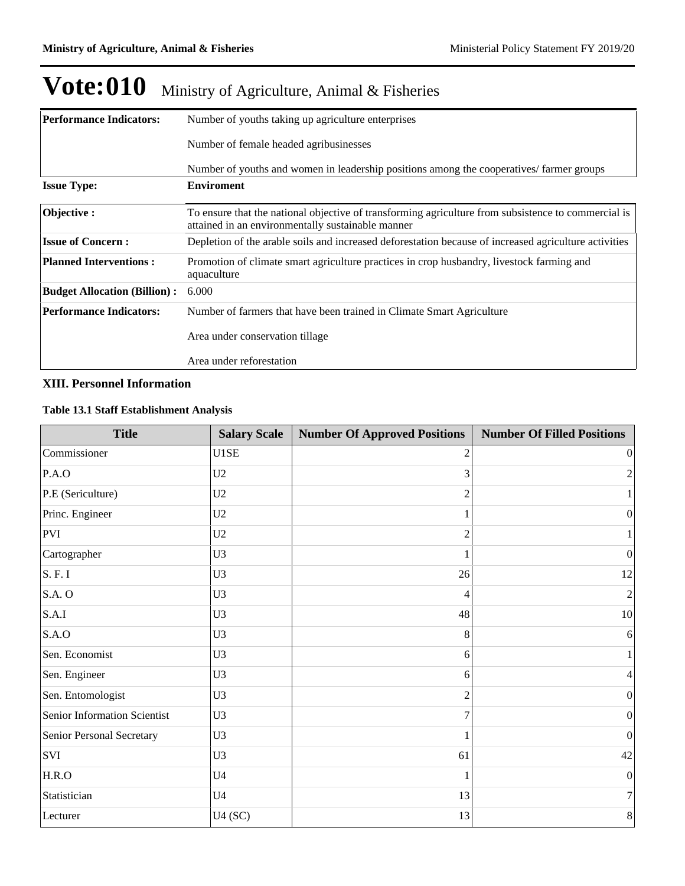# Vote:010 Ministry of Agriculture, Animal & Fisheries

| | |
|---|---|
| **Performance Indicators:** | Number of youths taking up agriculture enterprises<br><br>Number of female headed agribusinesses<br><br>Number of youths and women in leadership positions among the cooperatives/ farmer groups |

| | |
|---|---|
| **Issue Type:** | **Enviroment** |

| | |
|---|---|
| **Objective :** | To ensure that the national objective of transforming agriculture from subsistence to commercial is attained in an environmentally sustainable manner |
| **Issue of Concern :** | Depletion of the arable soils and increased deforestation because of increased agriculture activities |
| **Planned Interventions :** | Promotion of climate smart agriculture practices in crop husbandry, livestock farming and aquaculture |
| **Budget Allocation (Billion) :** | 6.000 |
| **Performance Indicators:** | Number of farmers that have been trained in Climate Smart Agriculture<br><br>Area under conservation tillage<br><br>Area under reforestation |

### XIII. Personnel Information

**Table 13.1 Staff Establishment Analysis**

| Title | Salary Scale | Number Of Approved Positions | Number Of Filled Positions |
|---|---|---|---|
| Commissioner | U1SE | 2 | 0 |
| P.A.O | U2 | 3 | 2 |
| P.E (Sericulture) | U2 | 2 | 1 |
| Princ. Engineer | U2 | 1 | 0 |
| PVI | U2 | 2 | 1 |
| Cartographer | U3 | 1 | 0 |
| S. F. I | U3 | 26 | 12 |
| S.A. O | U3 | 4 | 2 |
| S.A.I | U3 | 48 | 10 |
| S.A.O | U3 | 8 | 6 |
| Sen. Economist | U3 | 6 | 1 |
| Sen. Engineer | U3 | 6 | 4 |
| Sen. Entomologist | U3 | 2 | 0 |
| Senior Information Scientist | U3 | 7 | 0 |
| Senior Personal Secretary | U3 | 1 | 0 |
| SVI | U3 | 61 | 42 |
| H.R.O | U4 | 1 | 0 |
| Statistician | U4 | 13 | 7 |
| Lecturer | U4 (SC) | 13 | 8 |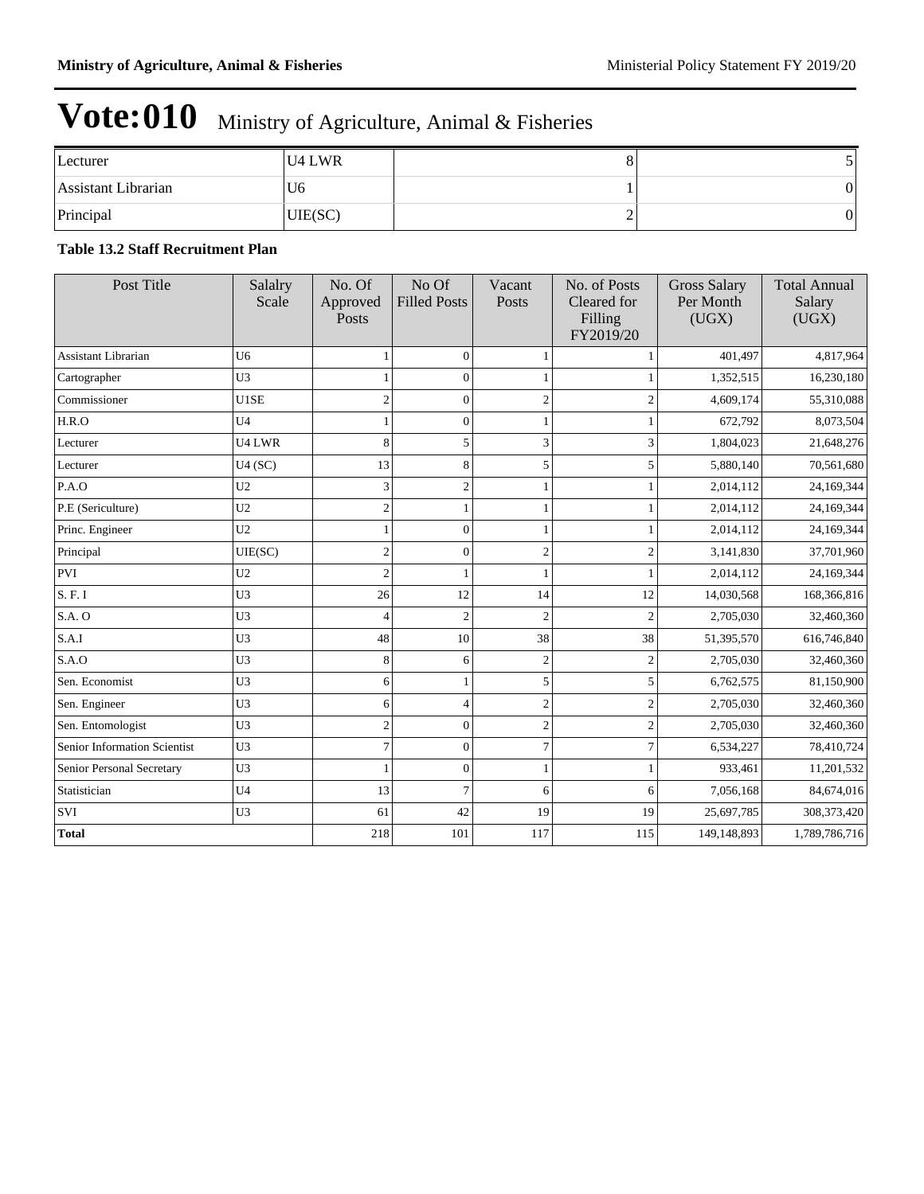# Vote:010 Ministry of Agriculture, Animal & Fisheries

| | | | |
|---|---|---|---|
| Lecturer | U4 LWR | 8 | 5 |
| Assistant Librarian | U6 | 1 | 0 |
| Principal | UIE(SC) | 2 | 0 |

**Table 13.2 Staff Recruitment Plan**

| Post Title | Salalry Scale | No. Of Approved Posts | No Of Filled Posts | Vacant Posts | No. of Posts Cleared for Filling FY2019/20 | Gross Salary Per Month (UGX) | Total Annual Salary (UGX) |
|---|---|---|---|---|---|---|---|
| Assistant Librarian | U6 | 1 | 0 | 1 | 1 | 401,497 | 4,817,964 |
| Cartographer | U3 | 1 | 0 | 1 | 1 | 1,352,515 | 16,230,180 |
| Commissioner | U1SE | 2 | 0 | 2 | 2 | 4,609,174 | 55,310,088 |
| H.R.O | U4 | 1 | 0 | 1 | 1 | 672,792 | 8,073,504 |
| Lecturer | U4 LWR | 8 | 5 | 3 | 3 | 1,804,023 | 21,648,276 |
| Lecturer | U4 (SC) | 13 | 8 | 5 | 5 | 5,880,140 | 70,561,680 |
| P.A.O | U2 | 3 | 2 | 1 | 1 | 2,014,112 | 24,169,344 |
| P.E (Sericulture) | U2 | 2 | 1 | 1 | 1 | 2,014,112 | 24,169,344 |
| Princ. Engineer | U2 | 1 | 0 | 1 | 1 | 2,014,112 | 24,169,344 |
| Principal | UIE(SC) | 2 | 0 | 2 | 2 | 3,141,830 | 37,701,960 |
| PVI | U2 | 2 | 1 | 1 | 1 | 2,014,112 | 24,169,344 |
| S. F. I | U3 | 26 | 12 | 14 | 12 | 14,030,568 | 168,366,816 |
| S.A. O | U3 | 4 | 2 | 2 | 2 | 2,705,030 | 32,460,360 |
| S.A.I | U3 | 48 | 10 | 38 | 38 | 51,395,570 | 616,746,840 |
| S.A.O | U3 | 8 | 6 | 2 | 2 | 2,705,030 | 32,460,360 |
| Sen. Economist | U3 | 6 | 1 | 5 | 5 | 6,762,575 | 81,150,900 |
| Sen. Engineer | U3 | 6 | 4 | 2 | 2 | 2,705,030 | 32,460,360 |
| Sen. Entomologist | U3 | 2 | 0 | 2 | 2 | 2,705,030 | 32,460,360 |
| Senior Information Scientist | U3 | 7 | 0 | 7 | 7 | 6,534,227 | 78,410,724 |
| Senior Personal Secretary | U3 | 1 | 0 | 1 | 1 | 933,461 | 11,201,532 |
| Statistician | U4 | 13 | 7 | 6 | 6 | 7,056,168 | 84,674,016 |
| SVI | U3 | 61 | 42 | 19 | 19 | 25,697,785 | 308,373,420 |
| **Total** | | 218 | 101 | 117 | 115 | 149,148,893 | 1,789,786,716 |